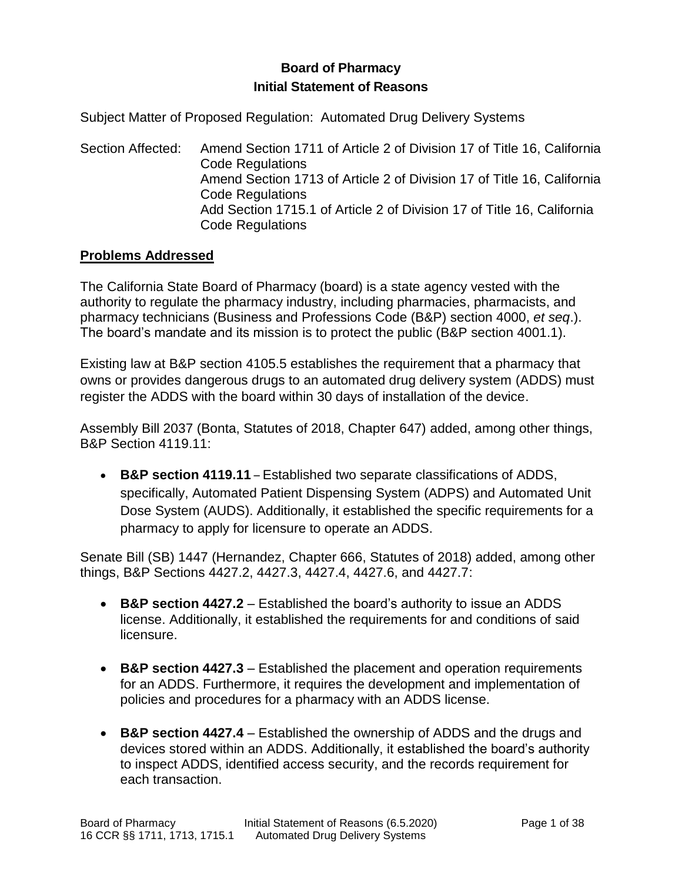**Board of Pharmacy**
**Initial Statement of Reasons**

Subject Matter of Proposed Regulation: Automated Drug Delivery Systems

Section Affected: Amend Section 1711 of Article 2 of Division 17 of Title 16, California Code Regulations
Amend Section 1713 of Article 2 of Division 17 of Title 16, California Code Regulations
Add Section 1715.1 of Article 2 of Division 17 of Title 16, California Code Regulations

## Problems Addressed

The California State Board of Pharmacy (board) is a state agency vested with the authority to regulate the pharmacy industry, including pharmacies, pharmacists, and pharmacy technicians (Business and Professions Code (B&P) section 4000, *et seq*.). The board's mandate and its mission is to protect the public (B&P section 4001.1).

Existing law at B&P section 4105.5 establishes the requirement that a pharmacy that owns or provides dangerous drugs to an automated drug delivery system (ADDS) must register the ADDS with the board within 30 days of installation of the device.

Assembly Bill 2037 (Bonta, Statutes of 2018, Chapter 647) added, among other things, B&P Section 4119.11:

- **B&P section 4119.11** – Established two separate classifications of ADDS, specifically, Automated Patient Dispensing System (ADPS) and Automated Unit Dose System (AUDS). Additionally, it established the specific requirements for a pharmacy to apply for licensure to operate an ADDS.

Senate Bill (SB) 1447 (Hernandez, Chapter 666, Statutes of 2018) added, among other things, B&P Sections 4427.2, 4427.3, 4427.4, 4427.6, and 4427.7:

- **B&P section 4427.2** – Established the board's authority to issue an ADDS license. Additionally, it established the requirements for and conditions of said licensure.

- **B&P section 4427.3** – Established the placement and operation requirements for an ADDS. Furthermore, it requires the development and implementation of policies and procedures for a pharmacy with an ADDS license.

- **B&P section 4427.4** – Established the ownership of ADDS and the drugs and devices stored within an ADDS. Additionally, it established the board's authority to inspect ADDS, identified access security, and the records requirement for each transaction.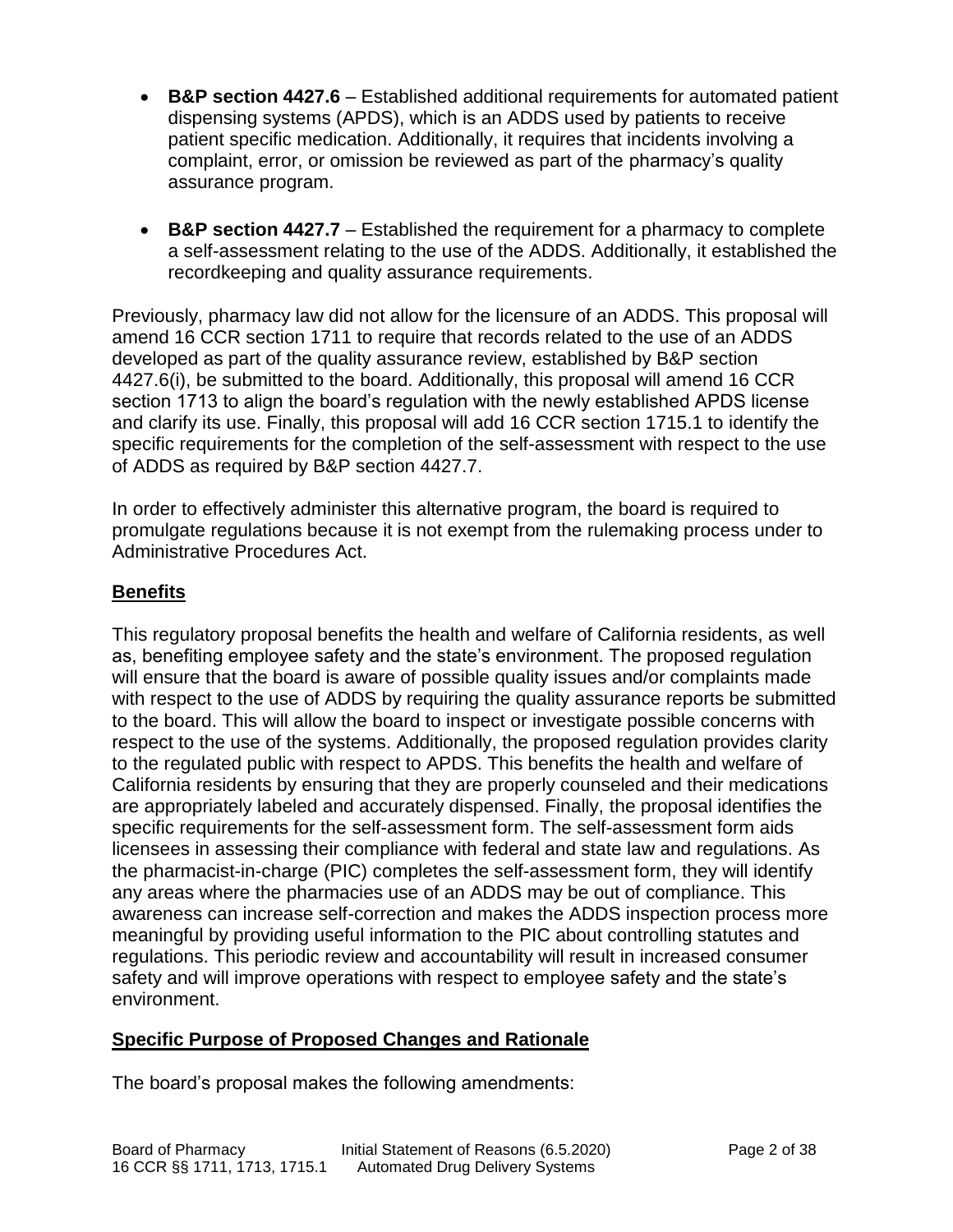- **B&P section 4427.6** – Established additional requirements for automated patient dispensing systems (APDS), which is an ADDS used by patients to receive patient specific medication. Additionally, it requires that incidents involving a complaint, error, or omission be reviewed as part of the pharmacy's quality assurance program.

- **B&P section 4427.7** – Established the requirement for a pharmacy to complete a self-assessment relating to the use of the ADDS. Additionally, it established the recordkeeping and quality assurance requirements.

Previously, pharmacy law did not allow for the licensure of an ADDS. This proposal will amend 16 CCR section 1711 to require that records related to the use of an ADDS developed as part of the quality assurance review, established by B&P section 4427.6(i), be submitted to the board. Additionally, this proposal will amend 16 CCR section 1713 to align the board's regulation with the newly established APDS license and clarify its use. Finally, this proposal will add 16 CCR section 1715.1 to identify the specific requirements for the completion of the self-assessment with respect to the use of ADDS as required by B&P section 4427.7.

In order to effectively administer this alternative program, the board is required to promulgate regulations because it is not exempt from the rulemaking process under to Administrative Procedures Act.

## Benefits

This regulatory proposal benefits the health and welfare of California residents, as well as, benefiting employee safety and the state's environment. The proposed regulation will ensure that the board is aware of possible quality issues and/or complaints made with respect to the use of ADDS by requiring the quality assurance reports be submitted to the board. This will allow the board to inspect or investigate possible concerns with respect to the use of the systems. Additionally, the proposed regulation provides clarity to the regulated public with respect to APDS. This benefits the health and welfare of California residents by ensuring that they are properly counseled and their medications are appropriately labeled and accurately dispensed. Finally, the proposal identifies the specific requirements for the self-assessment form. The self-assessment form aids licensees in assessing their compliance with federal and state law and regulations. As the pharmacist-in-charge (PIC) completes the self-assessment form, they will identify any areas where the pharmacies use of an ADDS may be out of compliance. This awareness can increase self-correction and makes the ADDS inspection process more meaningful by providing useful information to the PIC about controlling statutes and regulations. This periodic review and accountability will result in increased consumer safety and will improve operations with respect to employee safety and the state's environment.

## Specific Purpose of Proposed Changes and Rationale

The board's proposal makes the following amendments: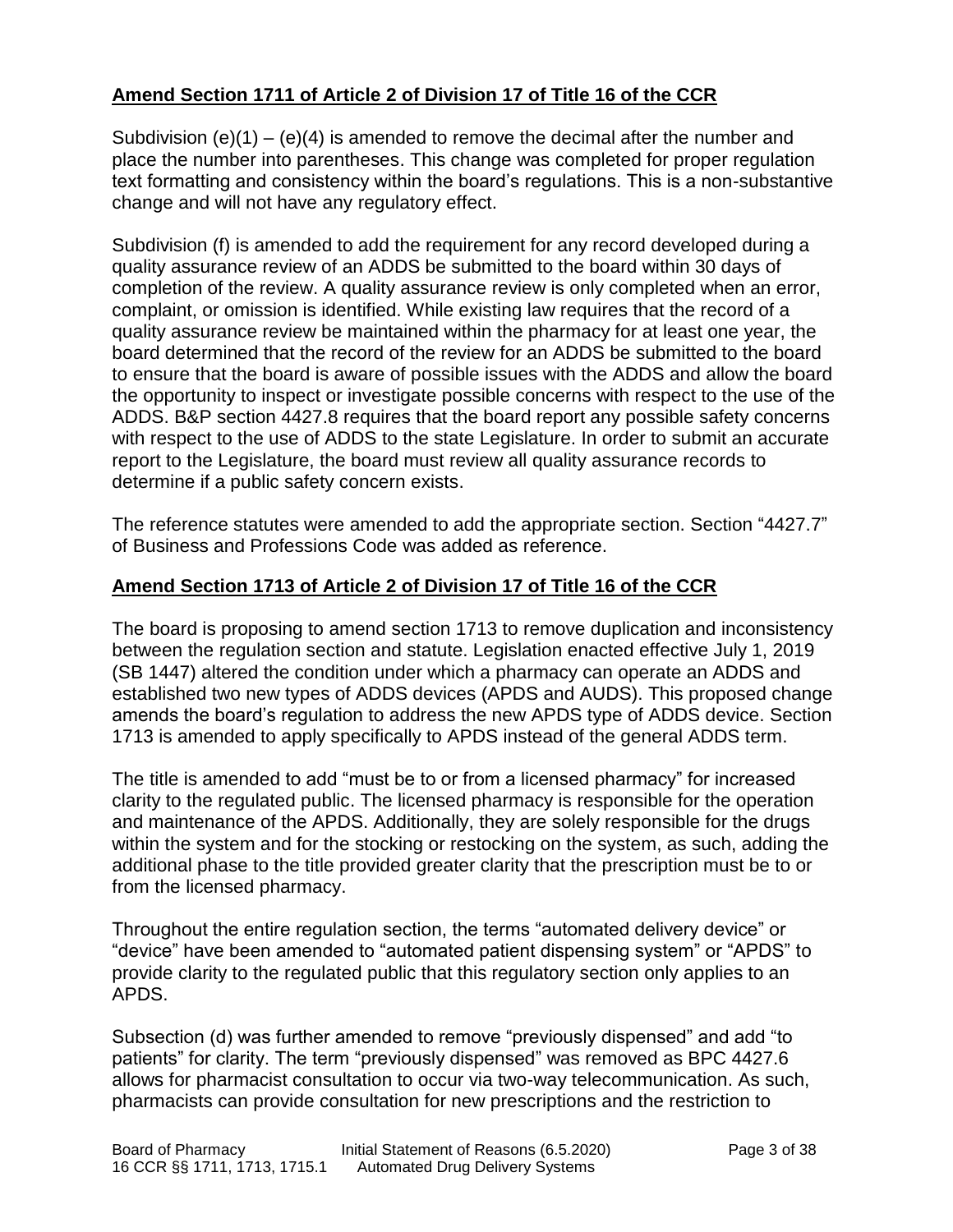**Amend Section 1711 of Article 2 of Division 17 of Title 16 of the CCR**

Subdivision (e)(1) – (e)(4) is amended to remove the decimal after the number and place the number into parentheses. This change was completed for proper regulation text formatting and consistency within the board's regulations. This is a non-substantive change and will not have any regulatory effect.

Subdivision (f) is amended to add the requirement for any record developed during a quality assurance review of an ADDS be submitted to the board within 30 days of completion of the review. A quality assurance review is only completed when an error, complaint, or omission is identified. While existing law requires that the record of a quality assurance review be maintained within the pharmacy for at least one year, the board determined that the record of the review for an ADDS be submitted to the board to ensure that the board is aware of possible issues with the ADDS and allow the board the opportunity to inspect or investigate possible concerns with respect to the use of the ADDS. B&P section 4427.8 requires that the board report any possible safety concerns with respect to the use of ADDS to the state Legislature. In order to submit an accurate report to the Legislature, the board must review all quality assurance records to determine if a public safety concern exists.

The reference statutes were amended to add the appropriate section. Section "4427.7" of Business and Professions Code was added as reference.

**Amend Section 1713 of Article 2 of Division 17 of Title 16 of the CCR**

The board is proposing to amend section 1713 to remove duplication and inconsistency between the regulation section and statute. Legislation enacted effective July 1, 2019 (SB 1447) altered the condition under which a pharmacy can operate an ADDS and established two new types of ADDS devices (APDS and AUDS). This proposed change amends the board's regulation to address the new APDS type of ADDS device. Section 1713 is amended to apply specifically to APDS instead of the general ADDS term.

The title is amended to add "must be to or from a licensed pharmacy" for increased clarity to the regulated public. The licensed pharmacy is responsible for the operation and maintenance of the APDS. Additionally, they are solely responsible for the drugs within the system and for the stocking or restocking on the system, as such, adding the additional phase to the title provided greater clarity that the prescription must be to or from the licensed pharmacy.

Throughout the entire regulation section, the terms "automated delivery device" or "device" have been amended to "automated patient dispensing system" or "APDS" to provide clarity to the regulated public that this regulatory section only applies to an APDS.

Subsection (d) was further amended to remove "previously dispensed" and add "to patients" for clarity. The term "previously dispensed" was removed as BPC 4427.6 allows for pharmacist consultation to occur via two-way telecommunication. As such, pharmacists can provide consultation for new prescriptions and the restriction to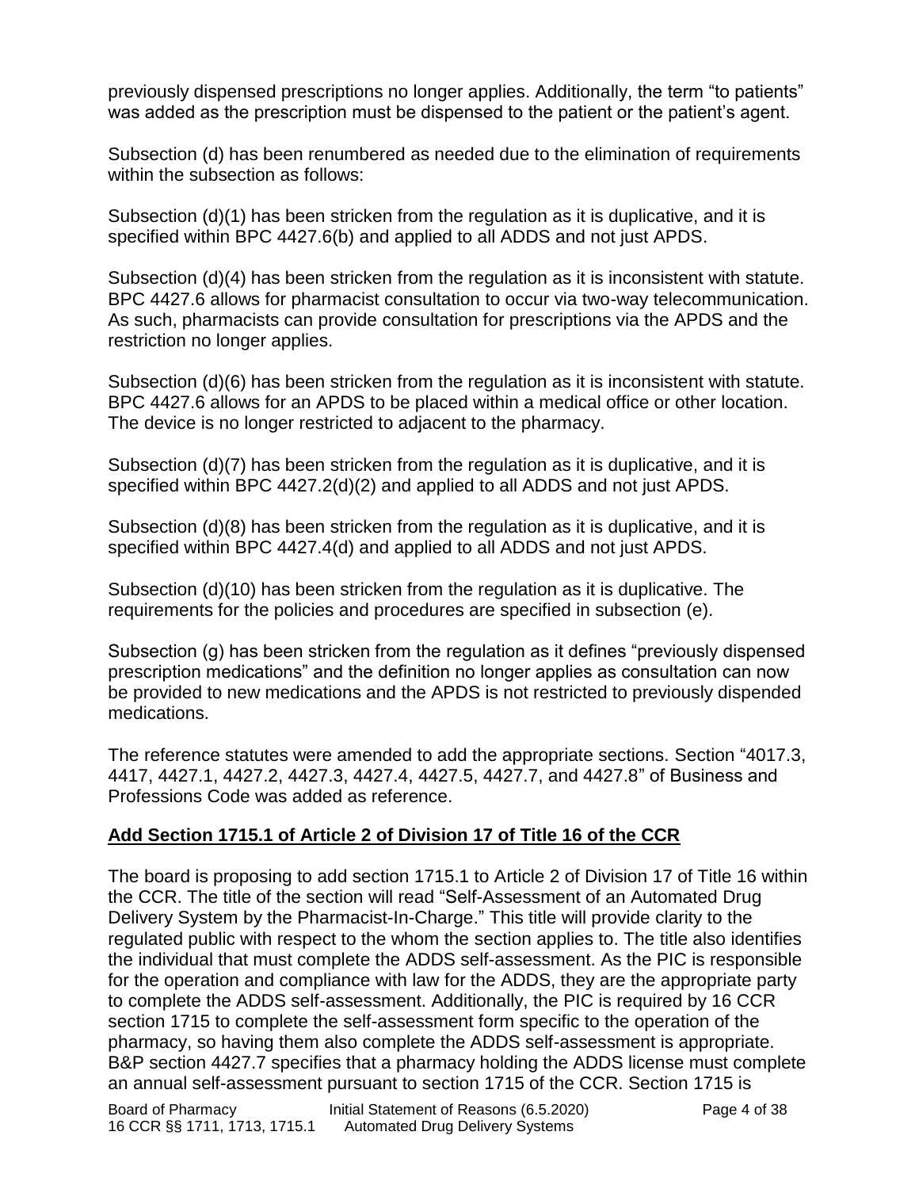previously dispensed prescriptions no longer applies. Additionally, the term "to patients" was added as the prescription must be dispensed to the patient or the patient's agent.

Subsection (d) has been renumbered as needed due to the elimination of requirements within the subsection as follows:

Subsection (d)(1) has been stricken from the regulation as it is duplicative, and it is specified within BPC 4427.6(b) and applied to all ADDS and not just APDS.

Subsection (d)(4) has been stricken from the regulation as it is inconsistent with statute. BPC 4427.6 allows for pharmacist consultation to occur via two-way telecommunication. As such, pharmacists can provide consultation for prescriptions via the APDS and the restriction no longer applies.

Subsection (d)(6) has been stricken from the regulation as it is inconsistent with statute. BPC 4427.6 allows for an APDS to be placed within a medical office or other location. The device is no longer restricted to adjacent to the pharmacy.

Subsection (d)(7) has been stricken from the regulation as it is duplicative, and it is specified within BPC 4427.2(d)(2) and applied to all ADDS and not just APDS.

Subsection (d)(8) has been stricken from the regulation as it is duplicative, and it is specified within BPC 4427.4(d) and applied to all ADDS and not just APDS.

Subsection (d)(10) has been stricken from the regulation as it is duplicative. The requirements for the policies and procedures are specified in subsection (e).

Subsection (g) has been stricken from the regulation as it defines "previously dispensed prescription medications" and the definition no longer applies as consultation can now be provided to new medications and the APDS is not restricted to previously dispended medications.

The reference statutes were amended to add the appropriate sections. Section "4017.3, 4417, 4427.1, 4427.2, 4427.3, 4427.4, 4427.5, 4427.7, and 4427.8" of Business and Professions Code was added as reference.

**Add Section 1715.1 of Article 2 of Division 17 of Title 16 of the CCR**

The board is proposing to add section 1715.1 to Article 2 of Division 17 of Title 16 within the CCR. The title of the section will read "Self-Assessment of an Automated Drug Delivery System by the Pharmacist-In-Charge." This title will provide clarity to the regulated public with respect to the whom the section applies to. The title also identifies the individual that must complete the ADDS self-assessment. As the PIC is responsible for the operation and compliance with law for the ADDS, they are the appropriate party to complete the ADDS self-assessment. Additionally, the PIC is required by 16 CCR section 1715 to complete the self-assessment form specific to the operation of the pharmacy, so having them also complete the ADDS self-assessment is appropriate. B&P section 4427.7 specifies that a pharmacy holding the ADDS license must complete an annual self-assessment pursuant to section 1715 of the CCR. Section 1715 is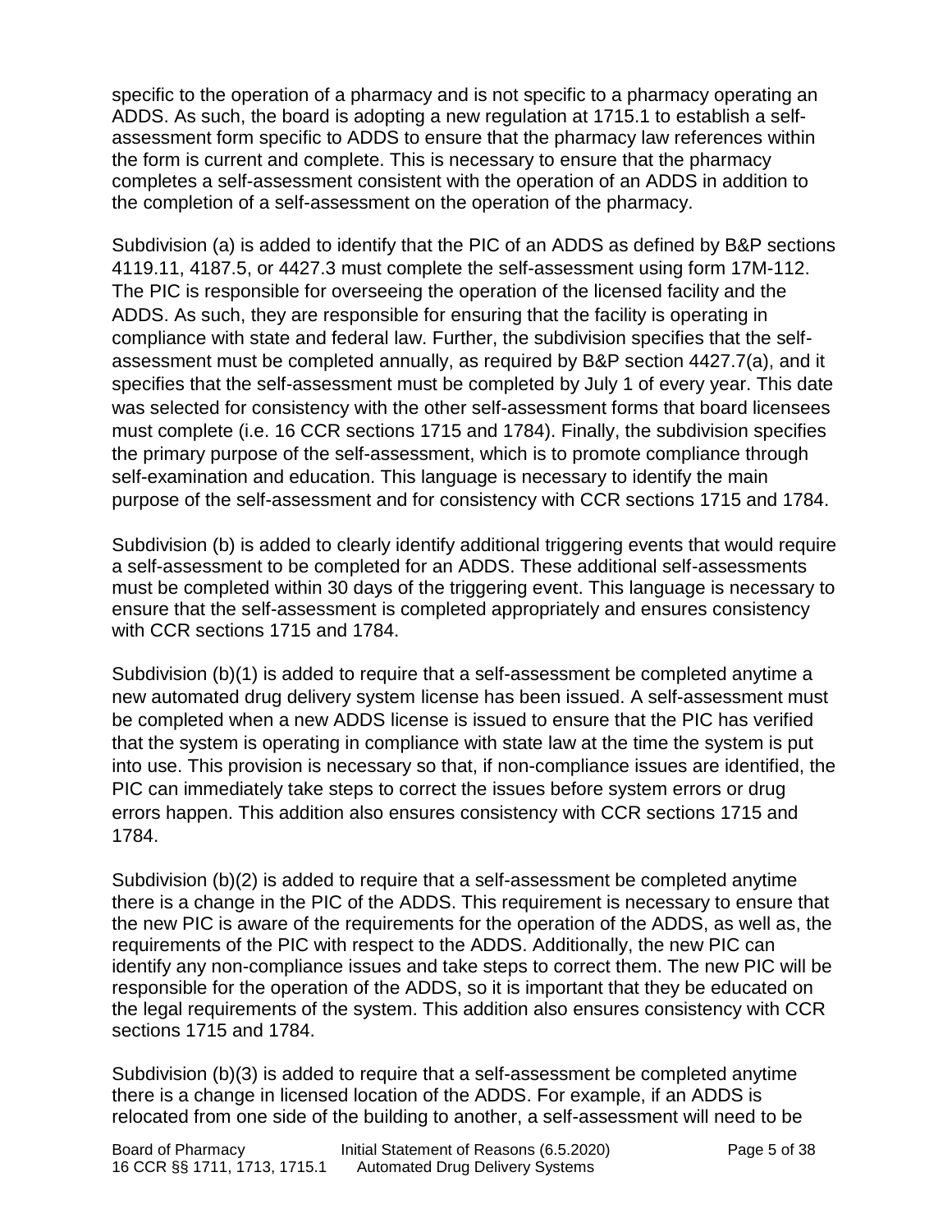specific to the operation of a pharmacy and is not specific to a pharmacy operating an ADDS. As such, the board is adopting a new regulation at 1715.1 to establish a self-assessment form specific to ADDS to ensure that the pharmacy law references within the form is current and complete. This is necessary to ensure that the pharmacy completes a self-assessment consistent with the operation of an ADDS in addition to the completion of a self-assessment on the operation of the pharmacy.

Subdivision (a) is added to identify that the PIC of an ADDS as defined by B&P sections 4119.11, 4187.5, or 4427.3 must complete the self-assessment using form 17M-112. The PIC is responsible for overseeing the operation of the licensed facility and the ADDS. As such, they are responsible for ensuring that the facility is operating in compliance with state and federal law. Further, the subdivision specifies that the self-assessment must be completed annually, as required by B&P section 4427.7(a), and it specifies that the self-assessment must be completed by July 1 of every year. This date was selected for consistency with the other self-assessment forms that board licensees must complete (i.e. 16 CCR sections 1715 and 1784). Finally, the subdivision specifies the primary purpose of the self-assessment, which is to promote compliance through self-examination and education. This language is necessary to identify the main purpose of the self-assessment and for consistency with CCR sections 1715 and 1784.

Subdivision (b) is added to clearly identify additional triggering events that would require a self-assessment to be completed for an ADDS. These additional self-assessments must be completed within 30 days of the triggering event. This language is necessary to ensure that the self-assessment is completed appropriately and ensures consistency with CCR sections 1715 and 1784.

Subdivision (b)(1) is added to require that a self-assessment be completed anytime a new automated drug delivery system license has been issued. A self-assessment must be completed when a new ADDS license is issued to ensure that the PIC has verified that the system is operating in compliance with state law at the time the system is put into use. This provision is necessary so that, if non-compliance issues are identified, the PIC can immediately take steps to correct the issues before system errors or drug errors happen. This addition also ensures consistency with CCR sections 1715 and 1784.

Subdivision (b)(2) is added to require that a self-assessment be completed anytime there is a change in the PIC of the ADDS. This requirement is necessary to ensure that the new PIC is aware of the requirements for the operation of the ADDS, as well as, the requirements of the PIC with respect to the ADDS. Additionally, the new PIC can identify any non-compliance issues and take steps to correct them. The new PIC will be responsible for the operation of the ADDS, so it is important that they be educated on the legal requirements of the system. This addition also ensures consistency with CCR sections 1715 and 1784.

Subdivision (b)(3) is added to require that a self-assessment be completed anytime there is a change in licensed location of the ADDS. For example, if an ADDS is relocated from one side of the building to another, a self-assessment will need to be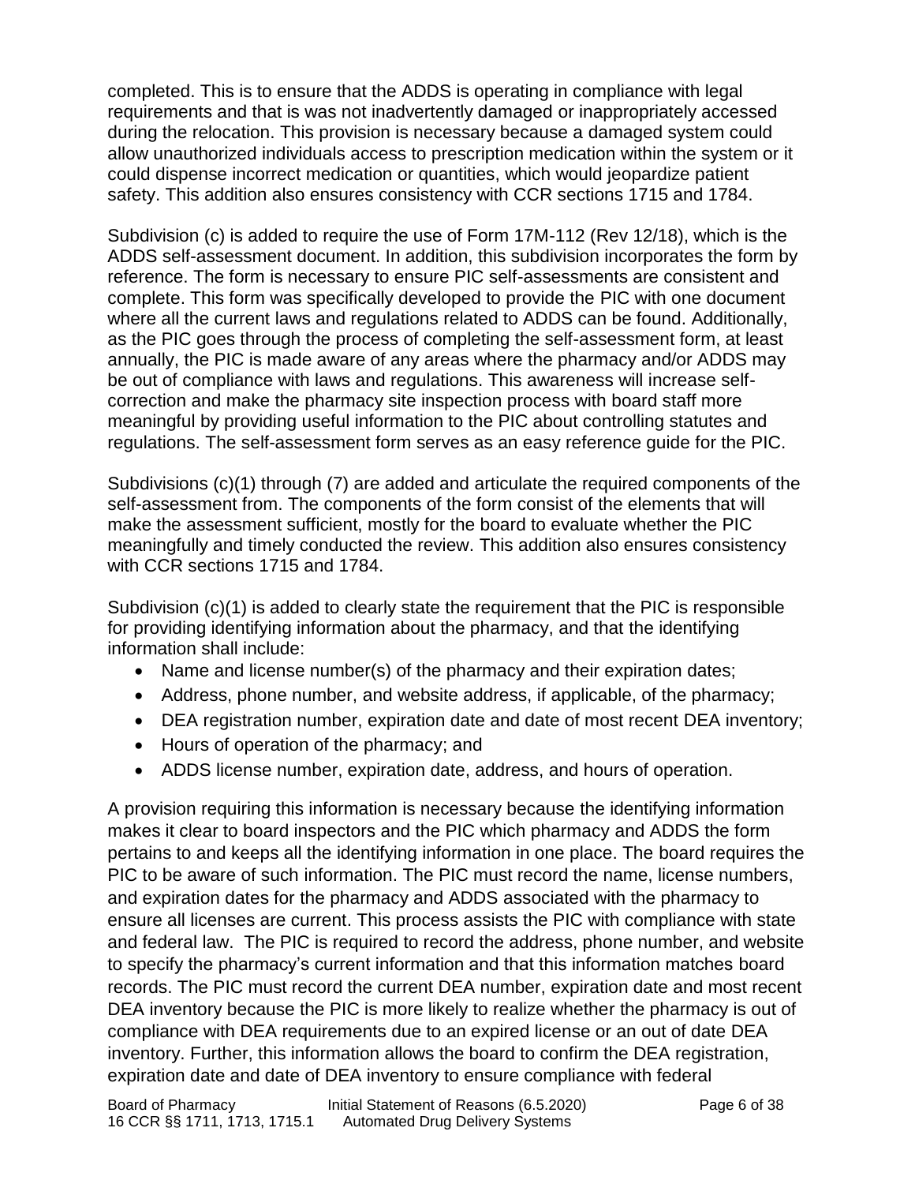completed. This is to ensure that the ADDS is operating in compliance with legal requirements and that is was not inadvertently damaged or inappropriately accessed during the relocation. This provision is necessary because a damaged system could allow unauthorized individuals access to prescription medication within the system or it could dispense incorrect medication or quantities, which would jeopardize patient safety. This addition also ensures consistency with CCR sections 1715 and 1784.

Subdivision (c) is added to require the use of Form 17M-112 (Rev 12/18), which is the ADDS self-assessment document. In addition, this subdivision incorporates the form by reference. The form is necessary to ensure PIC self-assessments are consistent and complete. This form was specifically developed to provide the PIC with one document where all the current laws and regulations related to ADDS can be found. Additionally, as the PIC goes through the process of completing the self-assessment form, at least annually, the PIC is made aware of any areas where the pharmacy and/or ADDS may be out of compliance with laws and regulations. This awareness will increase self-correction and make the pharmacy site inspection process with board staff more meaningful by providing useful information to the PIC about controlling statutes and regulations. The self-assessment form serves as an easy reference guide for the PIC.

Subdivisions (c)(1) through (7) are added and articulate the required components of the self-assessment from. The components of the form consist of the elements that will make the assessment sufficient, mostly for the board to evaluate whether the PIC meaningfully and timely conducted the review. This addition also ensures consistency with CCR sections 1715 and 1784.

Subdivision (c)(1) is added to clearly state the requirement that the PIC is responsible for providing identifying information about the pharmacy, and that the identifying information shall include:

- Name and license number(s) of the pharmacy and their expiration dates;
- Address, phone number, and website address, if applicable, of the pharmacy;
- DEA registration number, expiration date and date of most recent DEA inventory;
- Hours of operation of the pharmacy; and
- ADDS license number, expiration date, address, and hours of operation.

A provision requiring this information is necessary because the identifying information makes it clear to board inspectors and the PIC which pharmacy and ADDS the form pertains to and keeps all the identifying information in one place. The board requires the PIC to be aware of such information. The PIC must record the name, license numbers, and expiration dates for the pharmacy and ADDS associated with the pharmacy to ensure all licenses are current. This process assists the PIC with compliance with state and federal law. The PIC is required to record the address, phone number, and website to specify the pharmacy's current information and that this information matches board records. The PIC must record the current DEA number, expiration date and most recent DEA inventory because the PIC is more likely to realize whether the pharmacy is out of compliance with DEA requirements due to an expired license or an out of date DEA inventory. Further, this information allows the board to confirm the DEA registration, expiration date and date of DEA inventory to ensure compliance with federal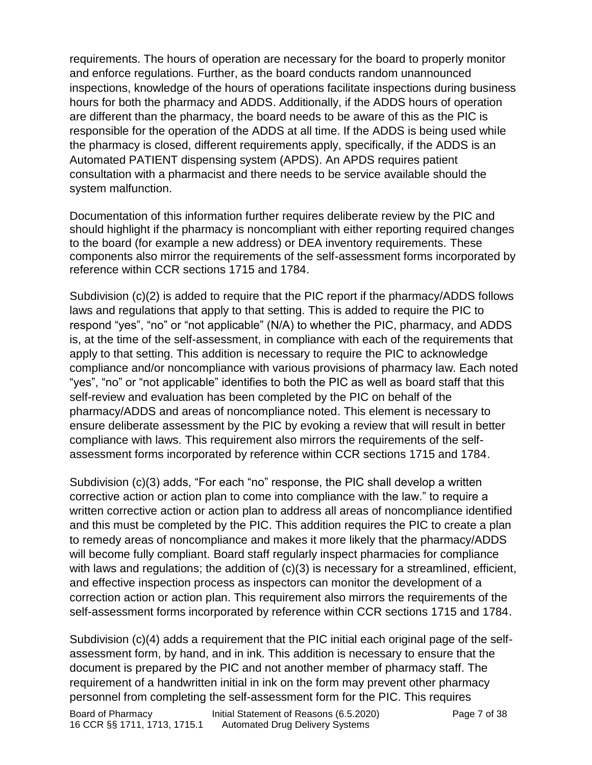requirements. The hours of operation are necessary for the board to properly monitor and enforce regulations. Further, as the board conducts random unannounced inspections, knowledge of the hours of operations facilitate inspections during business hours for both the pharmacy and ADDS. Additionally, if the ADDS hours of operation are different than the pharmacy, the board needs to be aware of this as the PIC is responsible for the operation of the ADDS at all time. If the ADDS is being used while the pharmacy is closed, different requirements apply, specifically, if the ADDS is an Automated PATIENT dispensing system (APDS). An APDS requires patient consultation with a pharmacist and there needs to be service available should the system malfunction.

Documentation of this information further requires deliberate review by the PIC and should highlight if the pharmacy is noncompliant with either reporting required changes to the board (for example a new address) or DEA inventory requirements. These components also mirror the requirements of the self-assessment forms incorporated by reference within CCR sections 1715 and 1784.

Subdivision (c)(2) is added to require that the PIC report if the pharmacy/ADDS follows laws and regulations that apply to that setting. This is added to require the PIC to respond "yes", "no" or "not applicable" (N/A) to whether the PIC, pharmacy, and ADDS is, at the time of the self-assessment, in compliance with each of the requirements that apply to that setting. This addition is necessary to require the PIC to acknowledge compliance and/or noncompliance with various provisions of pharmacy law. Each noted "yes", "no" or "not applicable" identifies to both the PIC as well as board staff that this self-review and evaluation has been completed by the PIC on behalf of the pharmacy/ADDS and areas of noncompliance noted. This element is necessary to ensure deliberate assessment by the PIC by evoking a review that will result in better compliance with laws. This requirement also mirrors the requirements of the self-assessment forms incorporated by reference within CCR sections 1715 and 1784.

Subdivision (c)(3) adds, "For each "no" response, the PIC shall develop a written corrective action or action plan to come into compliance with the law." to require a written corrective action or action plan to address all areas of noncompliance identified and this must be completed by the PIC. This addition requires the PIC to create a plan to remedy areas of noncompliance and makes it more likely that the pharmacy/ADDS will become fully compliant. Board staff regularly inspect pharmacies for compliance with laws and regulations; the addition of (c)(3) is necessary for a streamlined, efficient, and effective inspection process as inspectors can monitor the development of a correction action or action plan. This requirement also mirrors the requirements of the self-assessment forms incorporated by reference within CCR sections 1715 and 1784.

Subdivision (c)(4) adds a requirement that the PIC initial each original page of the self-assessment form, by hand, and in ink. This addition is necessary to ensure that the document is prepared by the PIC and not another member of pharmacy staff. The requirement of a handwritten initial in ink on the form may prevent other pharmacy personnel from completing the self-assessment form for the PIC. This requires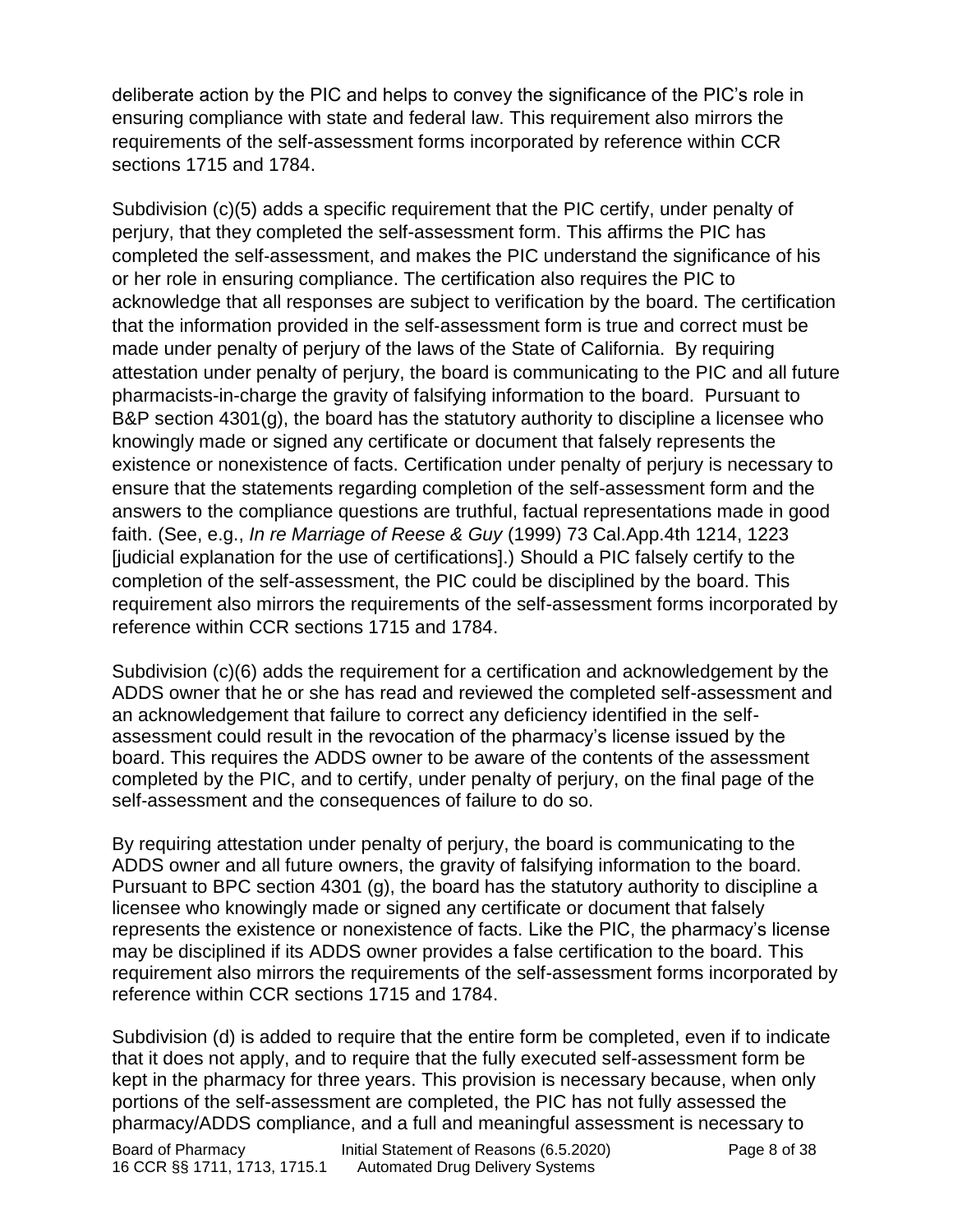deliberate action by the PIC and helps to convey the significance of the PIC's role in ensuring compliance with state and federal law. This requirement also mirrors the requirements of the self-assessment forms incorporated by reference within CCR sections 1715 and 1784.

Subdivision (c)(5) adds a specific requirement that the PIC certify, under penalty of perjury, that they completed the self-assessment form. This affirms the PIC has completed the self-assessment, and makes the PIC understand the significance of his or her role in ensuring compliance. The certification also requires the PIC to acknowledge that all responses are subject to verification by the board. The certification that the information provided in the self-assessment form is true and correct must be made under penalty of perjury of the laws of the State of California. By requiring attestation under penalty of perjury, the board is communicating to the PIC and all future pharmacists-in-charge the gravity of falsifying information to the board. Pursuant to B&P section 4301(g), the board has the statutory authority to discipline a licensee who knowingly made or signed any certificate or document that falsely represents the existence or nonexistence of facts. Certification under penalty of perjury is necessary to ensure that the statements regarding completion of the self-assessment form and the answers to the compliance questions are truthful, factual representations made in good faith. (See, e.g., *In re Marriage of Reese & Guy* (1999) 73 Cal.App.4th 1214, 1223 [judicial explanation for the use of certifications].) Should a PIC falsely certify to the completion of the self-assessment, the PIC could be disciplined by the board. This requirement also mirrors the requirements of the self-assessment forms incorporated by reference within CCR sections 1715 and 1784.

Subdivision (c)(6) adds the requirement for a certification and acknowledgement by the ADDS owner that he or she has read and reviewed the completed self-assessment and an acknowledgement that failure to correct any deficiency identified in the self-assessment could result in the revocation of the pharmacy's license issued by the board. This requires the ADDS owner to be aware of the contents of the assessment completed by the PIC, and to certify, under penalty of perjury, on the final page of the self-assessment and the consequences of failure to do so.

By requiring attestation under penalty of perjury, the board is communicating to the ADDS owner and all future owners, the gravity of falsifying information to the board. Pursuant to BPC section 4301 (g), the board has the statutory authority to discipline a licensee who knowingly made or signed any certificate or document that falsely represents the existence or nonexistence of facts. Like the PIC, the pharmacy's license may be disciplined if its ADDS owner provides a false certification to the board. This requirement also mirrors the requirements of the self-assessment forms incorporated by reference within CCR sections 1715 and 1784.

Subdivision (d) is added to require that the entire form be completed, even if to indicate that it does not apply, and to require that the fully executed self-assessment form be kept in the pharmacy for three years. This provision is necessary because, when only portions of the self-assessment are completed, the PIC has not fully assessed the pharmacy/ADDS compliance, and a full and meaningful assessment is necessary to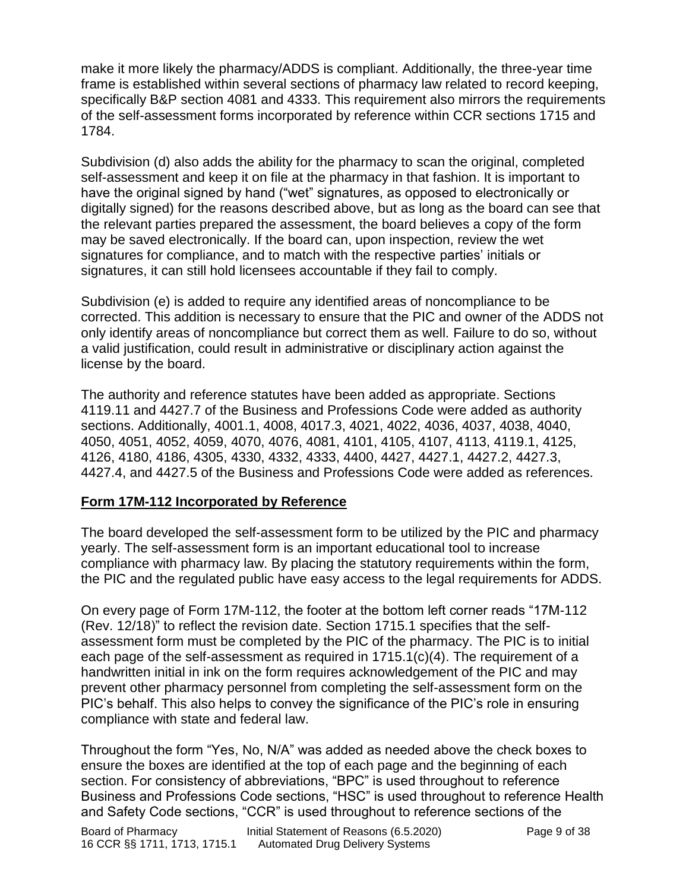make it more likely the pharmacy/ADDS is compliant. Additionally, the three-year time frame is established within several sections of pharmacy law related to record keeping, specifically B&P section 4081 and 4333. This requirement also mirrors the requirements of the self-assessment forms incorporated by reference within CCR sections 1715 and 1784.

Subdivision (d) also adds the ability for the pharmacy to scan the original, completed self-assessment and keep it on file at the pharmacy in that fashion. It is important to have the original signed by hand ("wet" signatures, as opposed to electronically or digitally signed) for the reasons described above, but as long as the board can see that the relevant parties prepared the assessment, the board believes a copy of the form may be saved electronically. If the board can, upon inspection, review the wet signatures for compliance, and to match with the respective parties' initials or signatures, it can still hold licensees accountable if they fail to comply.

Subdivision (e) is added to require any identified areas of noncompliance to be corrected. This addition is necessary to ensure that the PIC and owner of the ADDS not only identify areas of noncompliance but correct them as well. Failure to do so, without a valid justification, could result in administrative or disciplinary action against the license by the board.

The authority and reference statutes have been added as appropriate. Sections 4119.11 and 4427.7 of the Business and Professions Code were added as authority sections. Additionally, 4001.1, 4008, 4017.3, 4021, 4022, 4036, 4037, 4038, 4040, 4050, 4051, 4052, 4059, 4070, 4076, 4081, 4101, 4105, 4107, 4113, 4119.1, 4125, 4126, 4180, 4186, 4305, 4330, 4332, 4333, 4400, 4427, 4427.1, 4427.2, 4427.3, 4427.4, and 4427.5 of the Business and Professions Code were added as references.

## Form 17M-112 Incorporated by Reference

The board developed the self-assessment form to be utilized by the PIC and pharmacy yearly. The self-assessment form is an important educational tool to increase compliance with pharmacy law. By placing the statutory requirements within the form, the PIC and the regulated public have easy access to the legal requirements for ADDS.

On every page of Form 17M-112, the footer at the bottom left corner reads "17M-112 (Rev. 12/18)" to reflect the revision date. Section 1715.1 specifies that the self-assessment form must be completed by the PIC of the pharmacy. The PIC is to initial each page of the self-assessment as required in 1715.1(c)(4). The requirement of a handwritten initial in ink on the form requires acknowledgement of the PIC and may prevent other pharmacy personnel from completing the self-assessment form on the PIC's behalf. This also helps to convey the significance of the PIC's role in ensuring compliance with state and federal law.

Throughout the form "Yes, No, N/A" was added as needed above the check boxes to ensure the boxes are identified at the top of each page and the beginning of each section. For consistency of abbreviations, "BPC" is used throughout to reference Business and Professions Code sections, "HSC" is used throughout to reference Health and Safety Code sections, "CCR" is used throughout to reference sections of the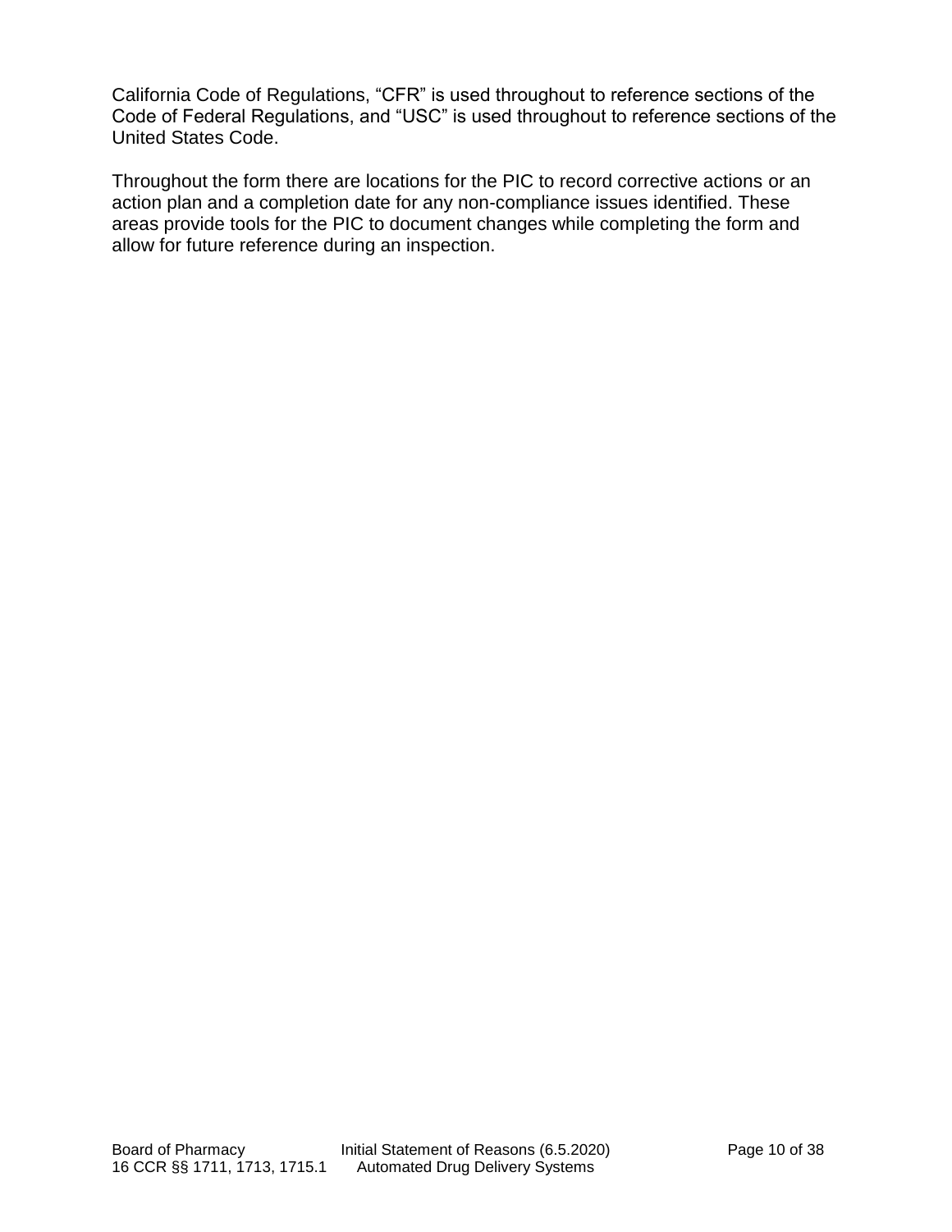California Code of Regulations, “CFR” is used throughout to reference sections of the Code of Federal Regulations, and “USC” is used throughout to reference sections of the United States Code.

Throughout the form there are locations for the PIC to record corrective actions or an action plan and a completion date for any non-compliance issues identified. These areas provide tools for the PIC to document changes while completing the form and allow for future reference during an inspection.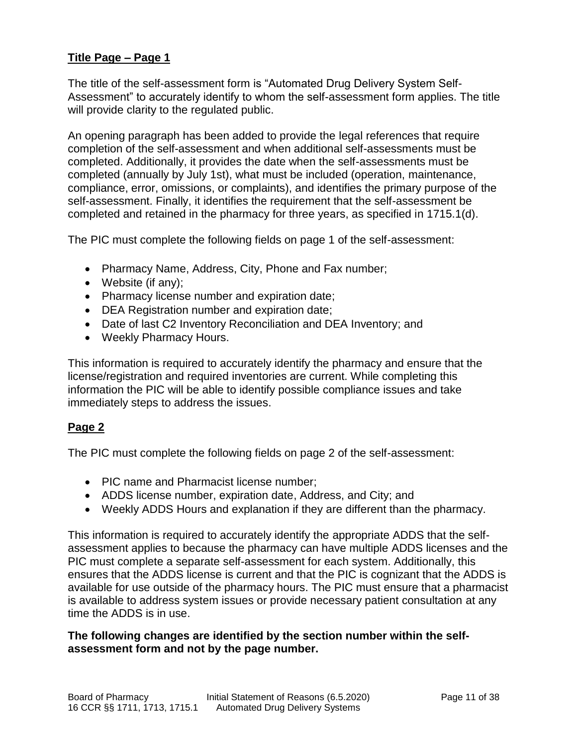## Title Page – Page 1

The title of the self-assessment form is "Automated Drug Delivery System Self-Assessment" to accurately identify to whom the self-assessment form applies. The title will provide clarity to the regulated public.

An opening paragraph has been added to provide the legal references that require completion of the self-assessment and when additional self-assessments must be completed. Additionally, it provides the date when the self-assessments must be completed (annually by July 1st), what must be included (operation, maintenance, compliance, error, omissions, or complaints), and identifies the primary purpose of the self-assessment. Finally, it identifies the requirement that the self-assessment be completed and retained in the pharmacy for three years, as specified in 1715.1(d).

The PIC must complete the following fields on page 1 of the self-assessment:

- Pharmacy Name, Address, City, Phone and Fax number;
- Website (if any);
- Pharmacy license number and expiration date;
- DEA Registration number and expiration date;
- Date of last C2 Inventory Reconciliation and DEA Inventory; and
- Weekly Pharmacy Hours.

This information is required to accurately identify the pharmacy and ensure that the license/registration and required inventories are current. While completing this information the PIC will be able to identify possible compliance issues and take immediately steps to address the issues.

## Page 2

The PIC must complete the following fields on page 2 of the self-assessment:

- PIC name and Pharmacist license number;
- ADDS license number, expiration date, Address, and City; and
- Weekly ADDS Hours and explanation if they are different than the pharmacy.

This information is required to accurately identify the appropriate ADDS that the self-assessment applies to because the pharmacy can have multiple ADDS licenses and the PIC must complete a separate self-assessment for each system. Additionally, this ensures that the ADDS license is current and that the PIC is cognizant that the ADDS is available for use outside of the pharmacy hours. The PIC must ensure that a pharmacist is available to address system issues or provide necessary patient consultation at any time the ADDS is in use.

**The following changes are identified by the section number within the self-assessment form and not by the page number.**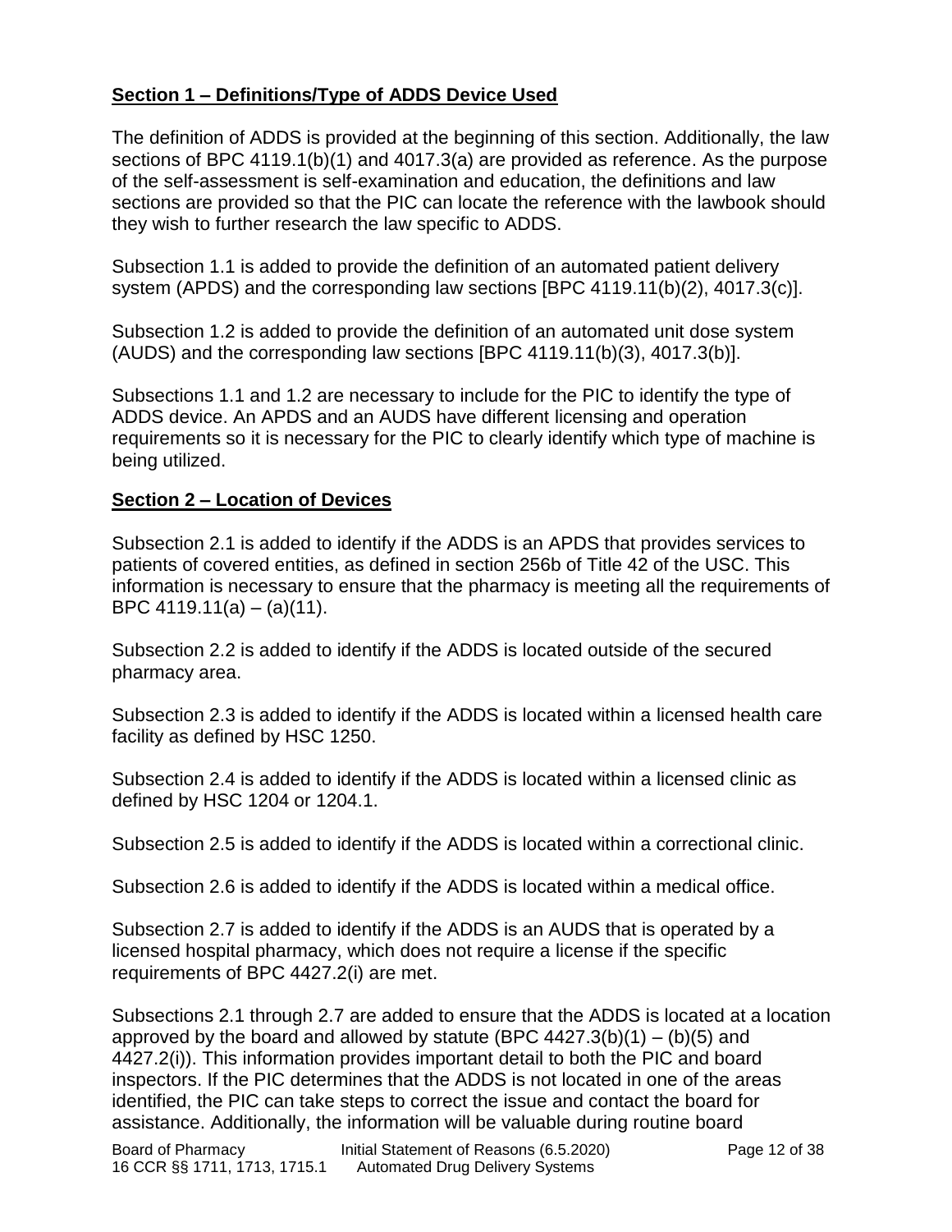## Section 1 – Definitions/Type of ADDS Device Used

The definition of ADDS is provided at the beginning of this section. Additionally, the law sections of BPC 4119.1(b)(1) and 4017.3(a) are provided as reference. As the purpose of the self-assessment is self-examination and education, the definitions and law sections are provided so that the PIC can locate the reference with the lawbook should they wish to further research the law specific to ADDS.

Subsection 1.1 is added to provide the definition of an automated patient delivery system (APDS) and the corresponding law sections [BPC 4119.11(b)(2), 4017.3(c)].

Subsection 1.2 is added to provide the definition of an automated unit dose system (AUDS) and the corresponding law sections [BPC 4119.11(b)(3), 4017.3(b)].

Subsections 1.1 and 1.2 are necessary to include for the PIC to identify the type of ADDS device. An APDS and an AUDS have different licensing and operation requirements so it is necessary for the PIC to clearly identify which type of machine is being utilized.

## Section 2 – Location of Devices

Subsection 2.1 is added to identify if the ADDS is an APDS that provides services to patients of covered entities, as defined in section 256b of Title 42 of the USC. This information is necessary to ensure that the pharmacy is meeting all the requirements of BPC 4119.11(a) – (a)(11).

Subsection 2.2 is added to identify if the ADDS is located outside of the secured pharmacy area.

Subsection 2.3 is added to identify if the ADDS is located within a licensed health care facility as defined by HSC 1250.

Subsection 2.4 is added to identify if the ADDS is located within a licensed clinic as defined by HSC 1204 or 1204.1.

Subsection 2.5 is added to identify if the ADDS is located within a correctional clinic.

Subsection 2.6 is added to identify if the ADDS is located within a medical office.

Subsection 2.7 is added to identify if the ADDS is an AUDS that is operated by a licensed hospital pharmacy, which does not require a license if the specific requirements of BPC 4427.2(i) are met.

Subsections 2.1 through 2.7 are added to ensure that the ADDS is located at a location approved by the board and allowed by statute (BPC 4427.3(b)(1) – (b)(5) and 4427.2(i)). This information provides important detail to both the PIC and board inspectors. If the PIC determines that the ADDS is not located in one of the areas identified, the PIC can take steps to correct the issue and contact the board for assistance. Additionally, the information will be valuable during routine board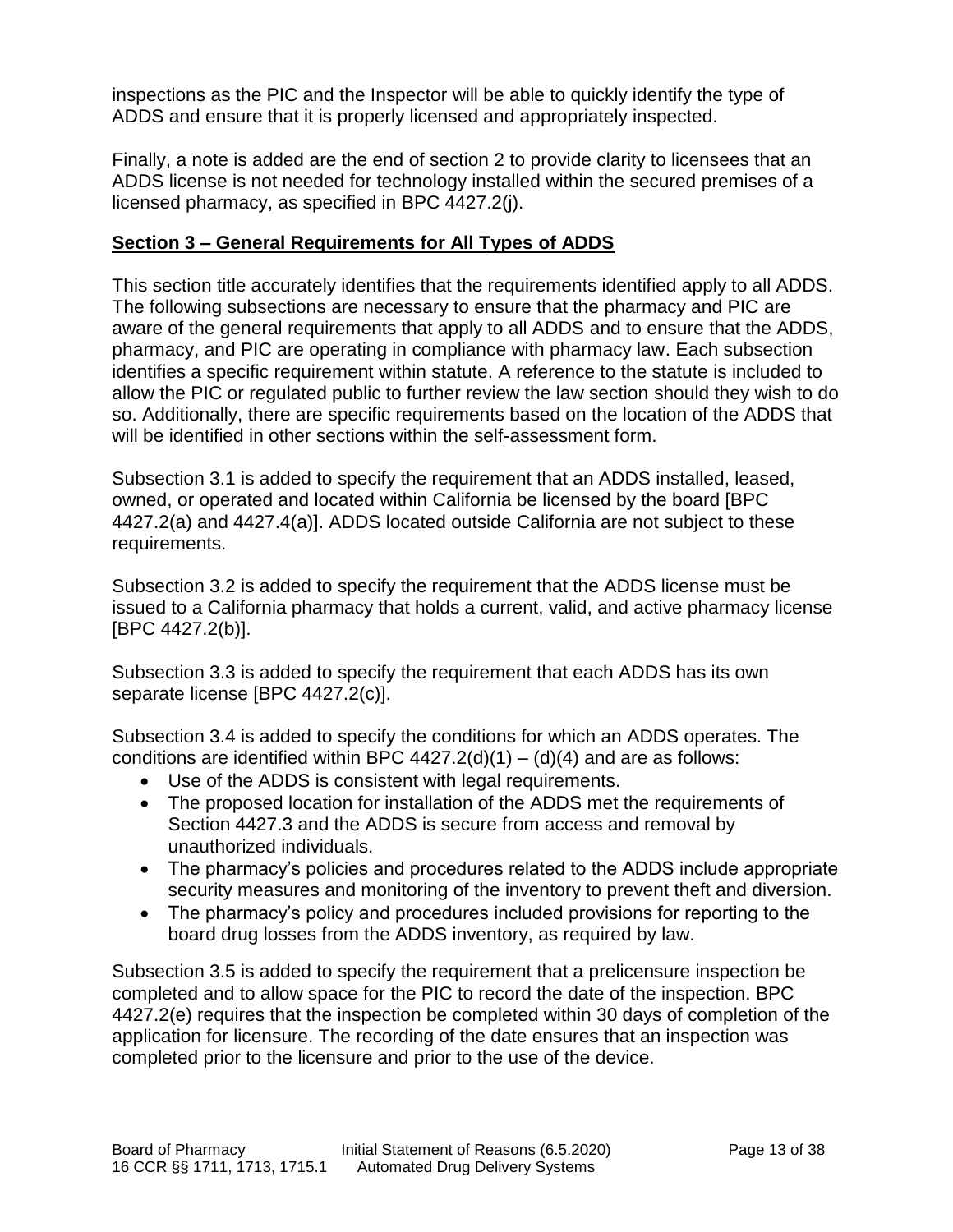inspections as the PIC and the Inspector will be able to quickly identify the type of ADDS and ensure that it is properly licensed and appropriately inspected.

Finally, a note is added are the end of section 2 to provide clarity to licensees that an ADDS license is not needed for technology installed within the secured premises of a licensed pharmacy, as specified in BPC 4427.2(j).

**Section 3 – General Requirements for All Types of ADDS**

This section title accurately identifies that the requirements identified apply to all ADDS. The following subsections are necessary to ensure that the pharmacy and PIC are aware of the general requirements that apply to all ADDS and to ensure that the ADDS, pharmacy, and PIC are operating in compliance with pharmacy law. Each subsection identifies a specific requirement within statute. A reference to the statute is included to allow the PIC or regulated public to further review the law section should they wish to do so. Additionally, there are specific requirements based on the location of the ADDS that will be identified in other sections within the self-assessment form.

Subsection 3.1 is added to specify the requirement that an ADDS installed, leased, owned, or operated and located within California be licensed by the board [BPC 4427.2(a) and 4427.4(a)]. ADDS located outside California are not subject to these requirements.

Subsection 3.2 is added to specify the requirement that the ADDS license must be issued to a California pharmacy that holds a current, valid, and active pharmacy license [BPC 4427.2(b)].

Subsection 3.3 is added to specify the requirement that each ADDS has its own separate license [BPC 4427.2(c)].

Subsection 3.4 is added to specify the conditions for which an ADDS operates. The conditions are identified within BPC 4427.2(d)(1) – (d)(4) and are as follows:

- Use of the ADDS is consistent with legal requirements.
- The proposed location for installation of the ADDS met the requirements of Section 4427.3 and the ADDS is secure from access and removal by unauthorized individuals.
- The pharmacy's policies and procedures related to the ADDS include appropriate security measures and monitoring of the inventory to prevent theft and diversion.
- The pharmacy's policy and procedures included provisions for reporting to the board drug losses from the ADDS inventory, as required by law.

Subsection 3.5 is added to specify the requirement that a prelicensure inspection be completed and to allow space for the PIC to record the date of the inspection. BPC 4427.2(e) requires that the inspection be completed within 30 days of completion of the application for licensure. The recording of the date ensures that an inspection was completed prior to the licensure and prior to the use of the device.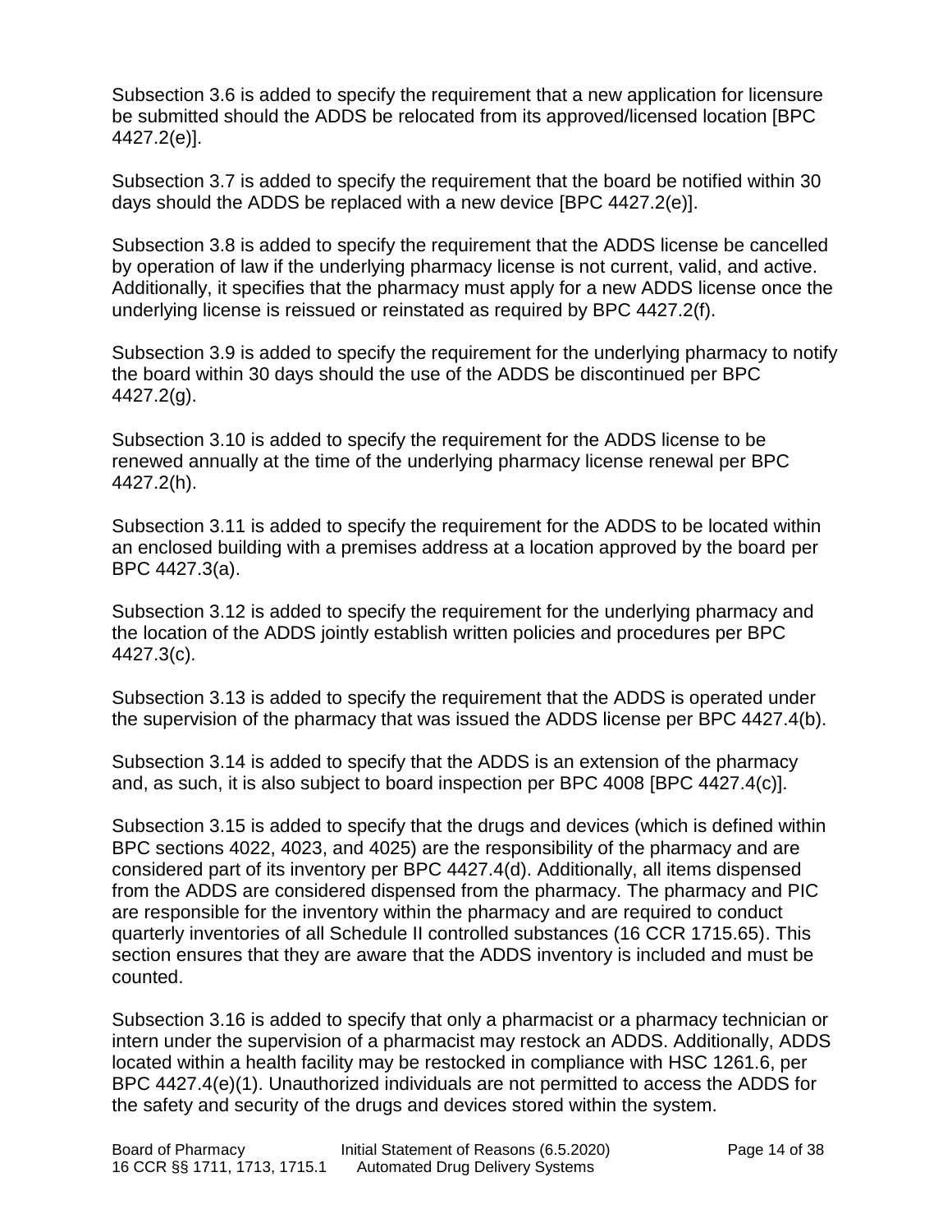Subsection 3.6 is added to specify the requirement that a new application for licensure be submitted should the ADDS be relocated from its approved/licensed location [BPC 4427.2(e)].

Subsection 3.7 is added to specify the requirement that the board be notified within 30 days should the ADDS be replaced with a new device [BPC 4427.2(e)].

Subsection 3.8 is added to specify the requirement that the ADDS license be cancelled by operation of law if the underlying pharmacy license is not current, valid, and active. Additionally, it specifies that the pharmacy must apply for a new ADDS license once the underlying license is reissued or reinstated as required by BPC 4427.2(f).

Subsection 3.9 is added to specify the requirement for the underlying pharmacy to notify the board within 30 days should the use of the ADDS be discontinued per BPC 4427.2(g).

Subsection 3.10 is added to specify the requirement for the ADDS license to be renewed annually at the time of the underlying pharmacy license renewal per BPC 4427.2(h).

Subsection 3.11 is added to specify the requirement for the ADDS to be located within an enclosed building with a premises address at a location approved by the board per BPC 4427.3(a).

Subsection 3.12 is added to specify the requirement for the underlying pharmacy and the location of the ADDS jointly establish written policies and procedures per BPC 4427.3(c).

Subsection 3.13 is added to specify the requirement that the ADDS is operated under the supervision of the pharmacy that was issued the ADDS license per BPC 4427.4(b).

Subsection 3.14 is added to specify that the ADDS is an extension of the pharmacy and, as such, it is also subject to board inspection per BPC 4008 [BPC 4427.4(c)].

Subsection 3.15 is added to specify that the drugs and devices (which is defined within BPC sections 4022, 4023, and 4025) are the responsibility of the pharmacy and are considered part of its inventory per BPC 4427.4(d). Additionally, all items dispensed from the ADDS are considered dispensed from the pharmacy. The pharmacy and PIC are responsible for the inventory within the pharmacy and are required to conduct quarterly inventories of all Schedule II controlled substances (16 CCR 1715.65). This section ensures that they are aware that the ADDS inventory is included and must be counted.

Subsection 3.16 is added to specify that only a pharmacist or a pharmacy technician or intern under the supervision of a pharmacist may restock an ADDS. Additionally, ADDS located within a health facility may be restocked in compliance with HSC 1261.6, per BPC 4427.4(e)(1). Unauthorized individuals are not permitted to access the ADDS for the safety and security of the drugs and devices stored within the system.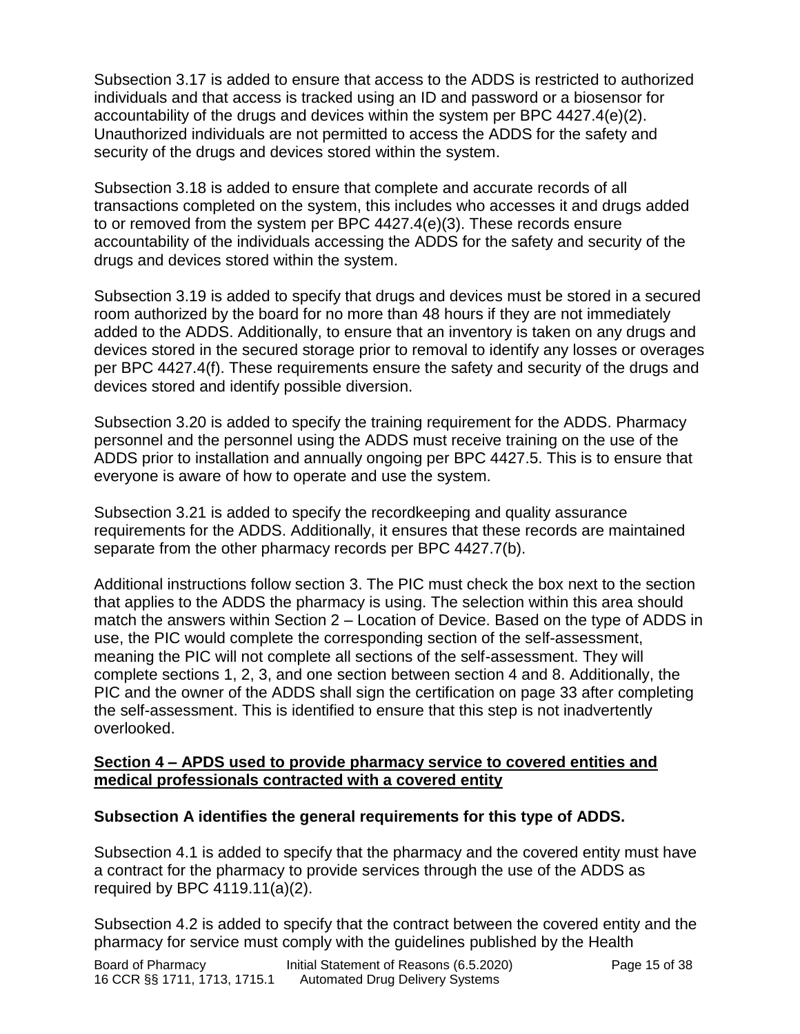Subsection 3.17 is added to ensure that access to the ADDS is restricted to authorized individuals and that access is tracked using an ID and password or a biosensor for accountability of the drugs and devices within the system per BPC 4427.4(e)(2). Unauthorized individuals are not permitted to access the ADDS for the safety and security of the drugs and devices stored within the system.

Subsection 3.18 is added to ensure that complete and accurate records of all transactions completed on the system, this includes who accesses it and drugs added to or removed from the system per BPC 4427.4(e)(3). These records ensure accountability of the individuals accessing the ADDS for the safety and security of the drugs and devices stored within the system.

Subsection 3.19 is added to specify that drugs and devices must be stored in a secured room authorized by the board for no more than 48 hours if they are not immediately added to the ADDS. Additionally, to ensure that an inventory is taken on any drugs and devices stored in the secured storage prior to removal to identify any losses or overages per BPC 4427.4(f). These requirements ensure the safety and security of the drugs and devices stored and identify possible diversion.

Subsection 3.20 is added to specify the training requirement for the ADDS. Pharmacy personnel and the personnel using the ADDS must receive training on the use of the ADDS prior to installation and annually ongoing per BPC 4427.5. This is to ensure that everyone is aware of how to operate and use the system.

Subsection 3.21 is added to specify the recordkeeping and quality assurance requirements for the ADDS. Additionally, it ensures that these records are maintained separate from the other pharmacy records per BPC 4427.7(b).

Additional instructions follow section 3. The PIC must check the box next to the section that applies to the ADDS the pharmacy is using. The selection within this area should match the answers within Section 2 – Location of Device. Based on the type of ADDS in use, the PIC would complete the corresponding section of the self-assessment, meaning the PIC will not complete all sections of the self-assessment. They will complete sections 1, 2, 3, and one section between section 4 and 8. Additionally, the PIC and the owner of the ADDS shall sign the certification on page 33 after completing the self-assessment. This is identified to ensure that this step is not inadvertently overlooked.

## Section 4 – APDS used to provide pharmacy service to covered entities and medical professionals contracted with a covered entity

### Subsection A identifies the general requirements for this type of ADDS.

Subsection 4.1 is added to specify that the pharmacy and the covered entity must have a contract for the pharmacy to provide services through the use of the ADDS as required by BPC 4119.11(a)(2).

Subsection 4.2 is added to specify that the contract between the covered entity and the pharmacy for service must comply with the guidelines published by the Health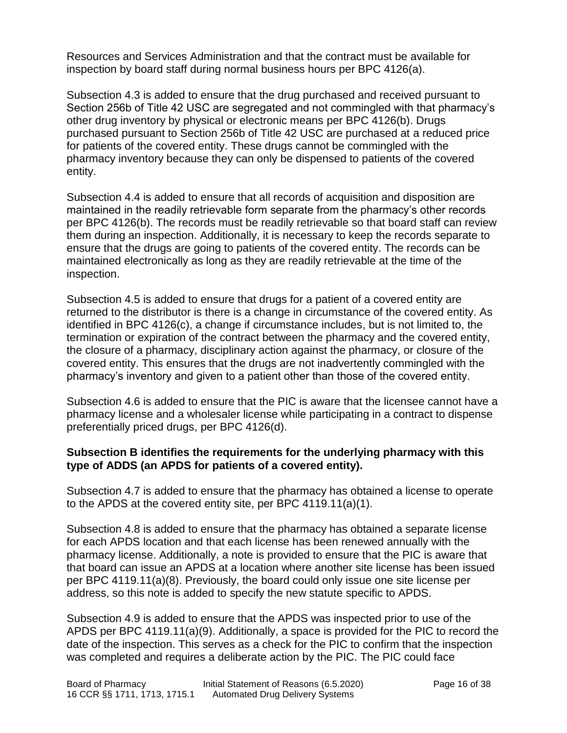Resources and Services Administration and that the contract must be available for inspection by board staff during normal business hours per BPC 4126(a).

Subsection 4.3 is added to ensure that the drug purchased and received pursuant to Section 256b of Title 42 USC are segregated and not commingled with that pharmacy's other drug inventory by physical or electronic means per BPC 4126(b). Drugs purchased pursuant to Section 256b of Title 42 USC are purchased at a reduced price for patients of the covered entity. These drugs cannot be commingled with the pharmacy inventory because they can only be dispensed to patients of the covered entity.

Subsection 4.4 is added to ensure that all records of acquisition and disposition are maintained in the readily retrievable form separate from the pharmacy's other records per BPC 4126(b). The records must be readily retrievable so that board staff can review them during an inspection. Additionally, it is necessary to keep the records separate to ensure that the drugs are going to patients of the covered entity. The records can be maintained electronically as long as they are readily retrievable at the time of the inspection.

Subsection 4.5 is added to ensure that drugs for a patient of a covered entity are returned to the distributor is there is a change in circumstance of the covered entity. As identified in BPC 4126(c), a change if circumstance includes, but is not limited to, the termination or expiration of the contract between the pharmacy and the covered entity, the closure of a pharmacy, disciplinary action against the pharmacy, or closure of the covered entity. This ensures that the drugs are not inadvertently commingled with the pharmacy's inventory and given to a patient other than those of the covered entity.

Subsection 4.6 is added to ensure that the PIC is aware that the licensee cannot have a pharmacy license and a wholesaler license while participating in a contract to dispense preferentially priced drugs, per BPC 4126(d).

**Subsection B identifies the requirements for the underlying pharmacy with this type of ADDS (an APDS for patients of a covered entity).**

Subsection 4.7 is added to ensure that the pharmacy has obtained a license to operate to the APDS at the covered entity site, per BPC 4119.11(a)(1).

Subsection 4.8 is added to ensure that the pharmacy has obtained a separate license for each APDS location and that each license has been renewed annually with the pharmacy license. Additionally, a note is provided to ensure that the PIC is aware that that board can issue an APDS at a location where another site license has been issued per BPC 4119.11(a)(8). Previously, the board could only issue one site license per address, so this note is added to specify the new statute specific to APDS.

Subsection 4.9 is added to ensure that the APDS was inspected prior to use of the APDS per BPC 4119.11(a)(9). Additionally, a space is provided for the PIC to record the date of the inspection. This serves as a check for the PIC to confirm that the inspection was completed and requires a deliberate action by the PIC. The PIC could face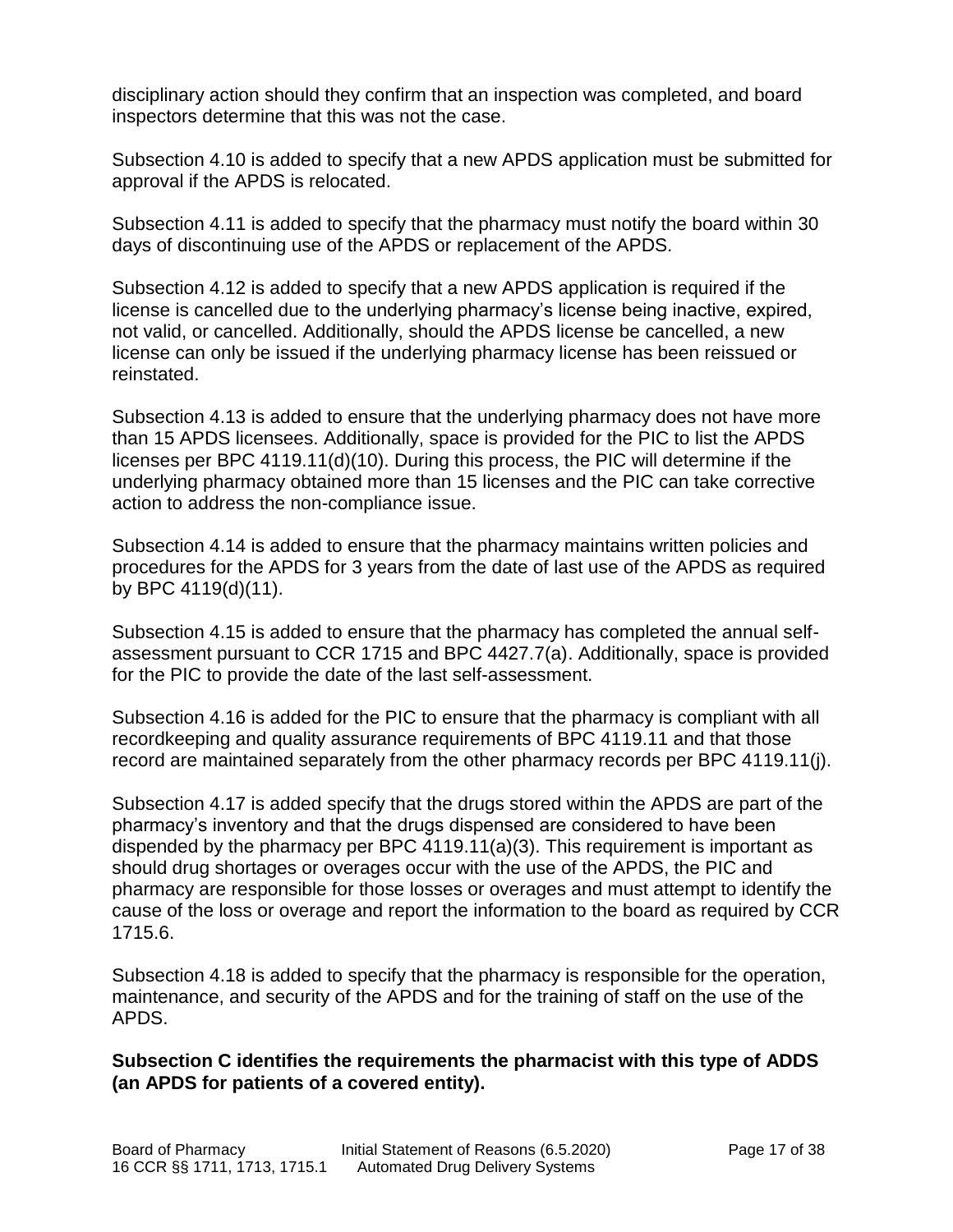disciplinary action should they confirm that an inspection was completed, and board inspectors determine that this was not the case.

Subsection 4.10 is added to specify that a new APDS application must be submitted for approval if the APDS is relocated.

Subsection 4.11 is added to specify that the pharmacy must notify the board within 30 days of discontinuing use of the APDS or replacement of the APDS.

Subsection 4.12 is added to specify that a new APDS application is required if the license is cancelled due to the underlying pharmacy's license being inactive, expired, not valid, or cancelled. Additionally, should the APDS license be cancelled, a new license can only be issued if the underlying pharmacy license has been reissued or reinstated.

Subsection 4.13 is added to ensure that the underlying pharmacy does not have more than 15 APDS licensees. Additionally, space is provided for the PIC to list the APDS licenses per BPC 4119.11(d)(10). During this process, the PIC will determine if the underlying pharmacy obtained more than 15 licenses and the PIC can take corrective action to address the non-compliance issue.

Subsection 4.14 is added to ensure that the pharmacy maintains written policies and procedures for the APDS for 3 years from the date of last use of the APDS as required by BPC 4119(d)(11).

Subsection 4.15 is added to ensure that the pharmacy has completed the annual self-assessment pursuant to CCR 1715 and BPC 4427.7(a). Additionally, space is provided for the PIC to provide the date of the last self-assessment.

Subsection 4.16 is added for the PIC to ensure that the pharmacy is compliant with all recordkeeping and quality assurance requirements of BPC 4119.11 and that those record are maintained separately from the other pharmacy records per BPC 4119.11(j).

Subsection 4.17 is added specify that the drugs stored within the APDS are part of the pharmacy's inventory and that the drugs dispensed are considered to have been dispended by the pharmacy per BPC 4119.11(a)(3). This requirement is important as should drug shortages or overages occur with the use of the APDS, the PIC and pharmacy are responsible for those losses or overages and must attempt to identify the cause of the loss or overage and report the information to the board as required by CCR 1715.6.

Subsection 4.18 is added to specify that the pharmacy is responsible for the operation, maintenance, and security of the APDS and for the training of staff on the use of the APDS.

**Subsection C identifies the requirements the pharmacist with this type of ADDS (an APDS for patients of a covered entity).**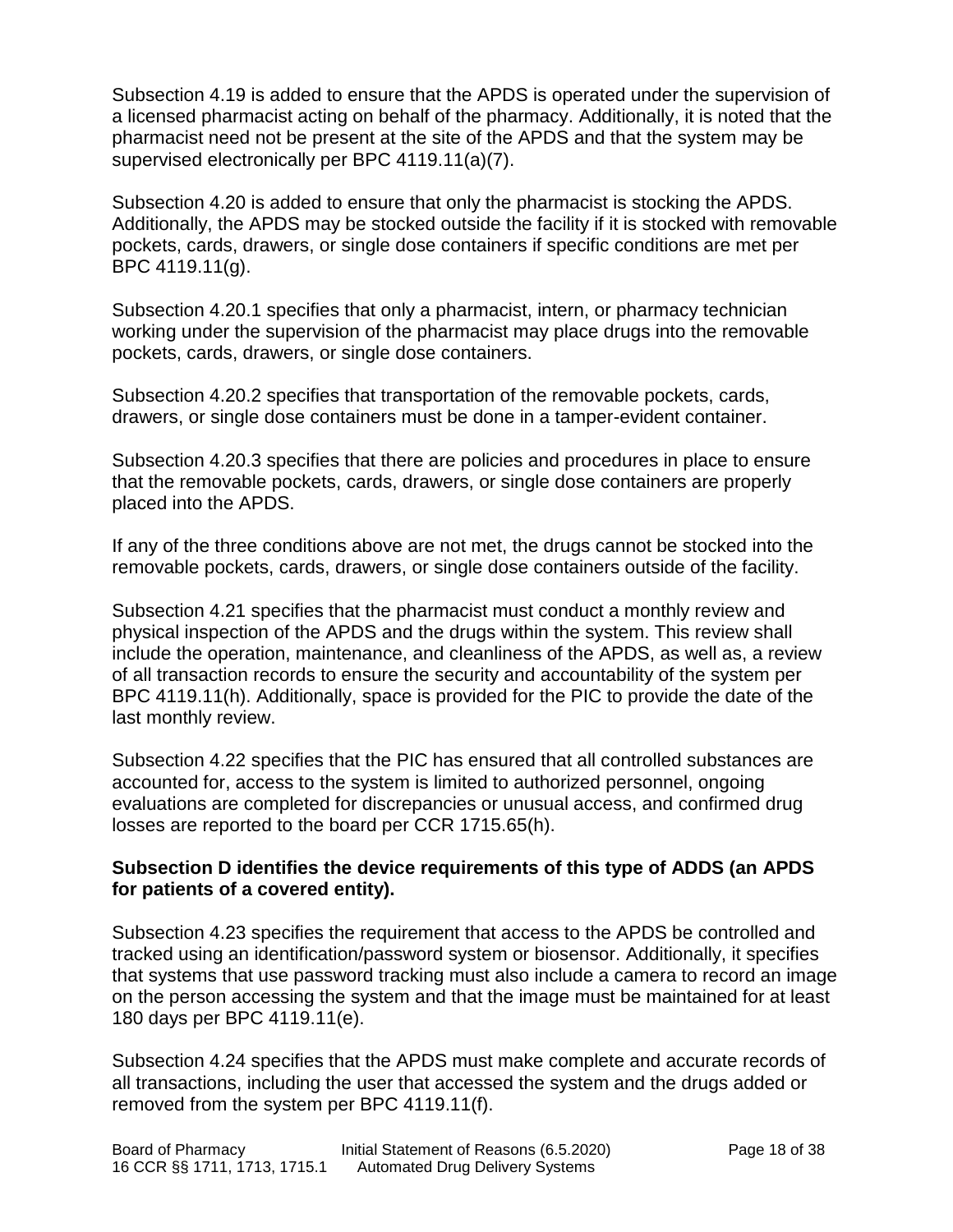Subsection 4.19 is added to ensure that the APDS is operated under the supervision of a licensed pharmacist acting on behalf of the pharmacy. Additionally, it is noted that the pharmacist need not be present at the site of the APDS and that the system may be supervised electronically per BPC 4119.11(a)(7).

Subsection 4.20 is added to ensure that only the pharmacist is stocking the APDS. Additionally, the APDS may be stocked outside the facility if it is stocked with removable pockets, cards, drawers, or single dose containers if specific conditions are met per BPC 4119.11(g).

Subsection 4.20.1 specifies that only a pharmacist, intern, or pharmacy technician working under the supervision of the pharmacist may place drugs into the removable pockets, cards, drawers, or single dose containers.

Subsection 4.20.2 specifies that transportation of the removable pockets, cards, drawers, or single dose containers must be done in a tamper-evident container.

Subsection 4.20.3 specifies that there are policies and procedures in place to ensure that the removable pockets, cards, drawers, or single dose containers are properly placed into the APDS.

If any of the three conditions above are not met, the drugs cannot be stocked into the removable pockets, cards, drawers, or single dose containers outside of the facility.

Subsection 4.21 specifies that the pharmacist must conduct a monthly review and physical inspection of the APDS and the drugs within the system. This review shall include the operation, maintenance, and cleanliness of the APDS, as well as, a review of all transaction records to ensure the security and accountability of the system per BPC 4119.11(h). Additionally, space is provided for the PIC to provide the date of the last monthly review.

Subsection 4.22 specifies that the PIC has ensured that all controlled substances are accounted for, access to the system is limited to authorized personnel, ongoing evaluations are completed for discrepancies or unusual access, and confirmed drug losses are reported to the board per CCR 1715.65(h).

**Subsection D identifies the device requirements of this type of ADDS (an APDS for patients of a covered entity).**

Subsection 4.23 specifies the requirement that access to the APDS be controlled and tracked using an identification/password system or biosensor. Additionally, it specifies that systems that use password tracking must also include a camera to record an image on the person accessing the system and that the image must be maintained for at least 180 days per BPC 4119.11(e).

Subsection 4.24 specifies that the APDS must make complete and accurate records of all transactions, including the user that accessed the system and the drugs added or removed from the system per BPC 4119.11(f).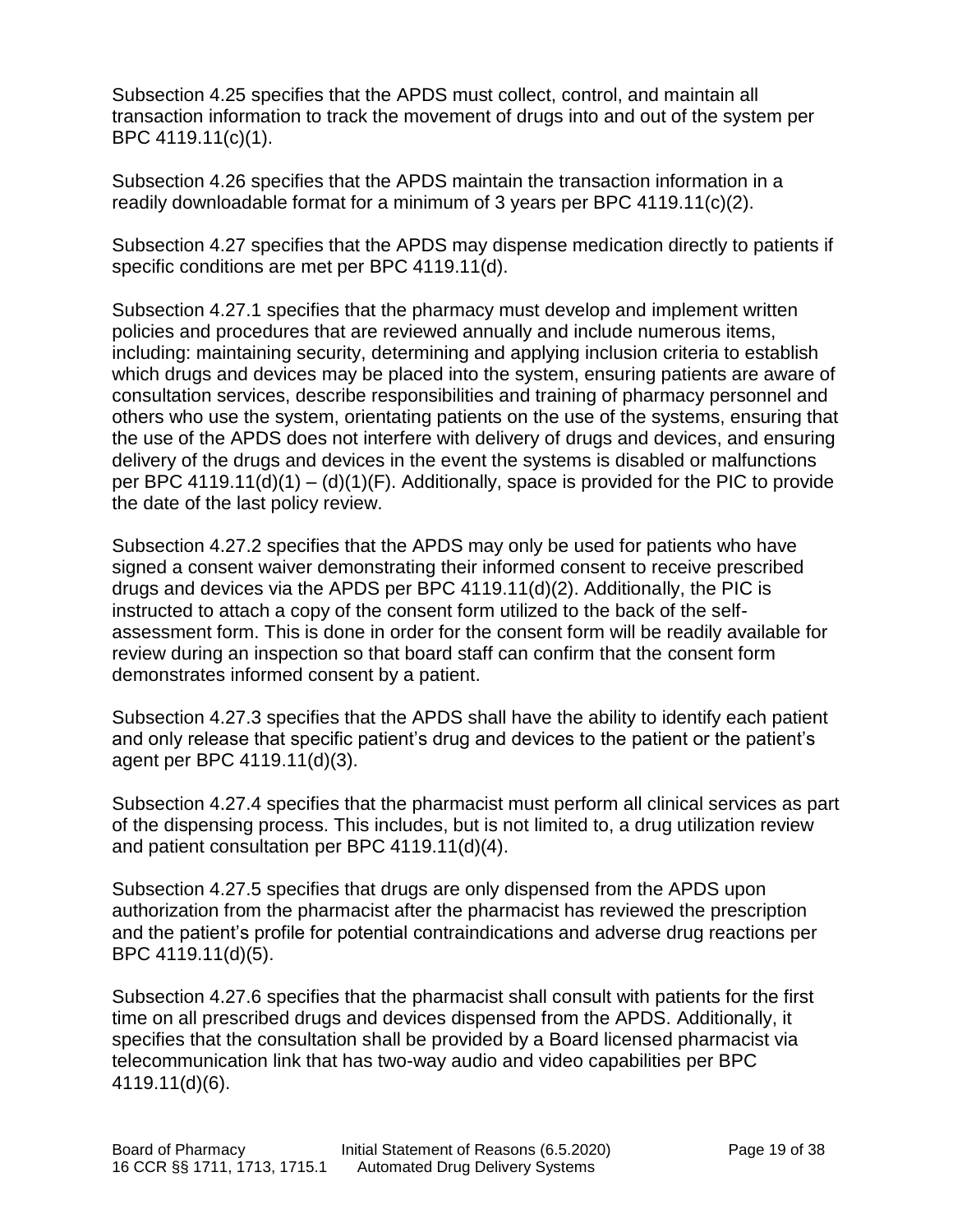Subsection 4.25 specifies that the APDS must collect, control, and maintain all transaction information to track the movement of drugs into and out of the system per BPC 4119.11(c)(1).

Subsection 4.26 specifies that the APDS maintain the transaction information in a readily downloadable format for a minimum of 3 years per BPC 4119.11(c)(2).

Subsection 4.27 specifies that the APDS may dispense medication directly to patients if specific conditions are met per BPC 4119.11(d).

Subsection 4.27.1 specifies that the pharmacy must develop and implement written policies and procedures that are reviewed annually and include numerous items, including: maintaining security, determining and applying inclusion criteria to establish which drugs and devices may be placed into the system, ensuring patients are aware of consultation services, describe responsibilities and training of pharmacy personnel and others who use the system, orientating patients on the use of the systems, ensuring that the use of the APDS does not interfere with delivery of drugs and devices, and ensuring delivery of the drugs and devices in the event the systems is disabled or malfunctions per BPC 4119.11(d)(1) – (d)(1)(F). Additionally, space is provided for the PIC to provide the date of the last policy review.

Subsection 4.27.2 specifies that the APDS may only be used for patients who have signed a consent waiver demonstrating their informed consent to receive prescribed drugs and devices via the APDS per BPC 4119.11(d)(2). Additionally, the PIC is instructed to attach a copy of the consent form utilized to the back of the self-assessment form. This is done in order for the consent form will be readily available for review during an inspection so that board staff can confirm that the consent form demonstrates informed consent by a patient.

Subsection 4.27.3 specifies that the APDS shall have the ability to identify each patient and only release that specific patient's drug and devices to the patient or the patient's agent per BPC 4119.11(d)(3).

Subsection 4.27.4 specifies that the pharmacist must perform all clinical services as part of the dispensing process. This includes, but is not limited to, a drug utilization review and patient consultation per BPC 4119.11(d)(4).

Subsection 4.27.5 specifies that drugs are only dispensed from the APDS upon authorization from the pharmacist after the pharmacist has reviewed the prescription and the patient's profile for potential contraindications and adverse drug reactions per BPC 4119.11(d)(5).

Subsection 4.27.6 specifies that the pharmacist shall consult with patients for the first time on all prescribed drugs and devices dispensed from the APDS. Additionally, it specifies that the consultation shall be provided by a Board licensed pharmacist via telecommunication link that has two-way audio and video capabilities per BPC 4119.11(d)(6).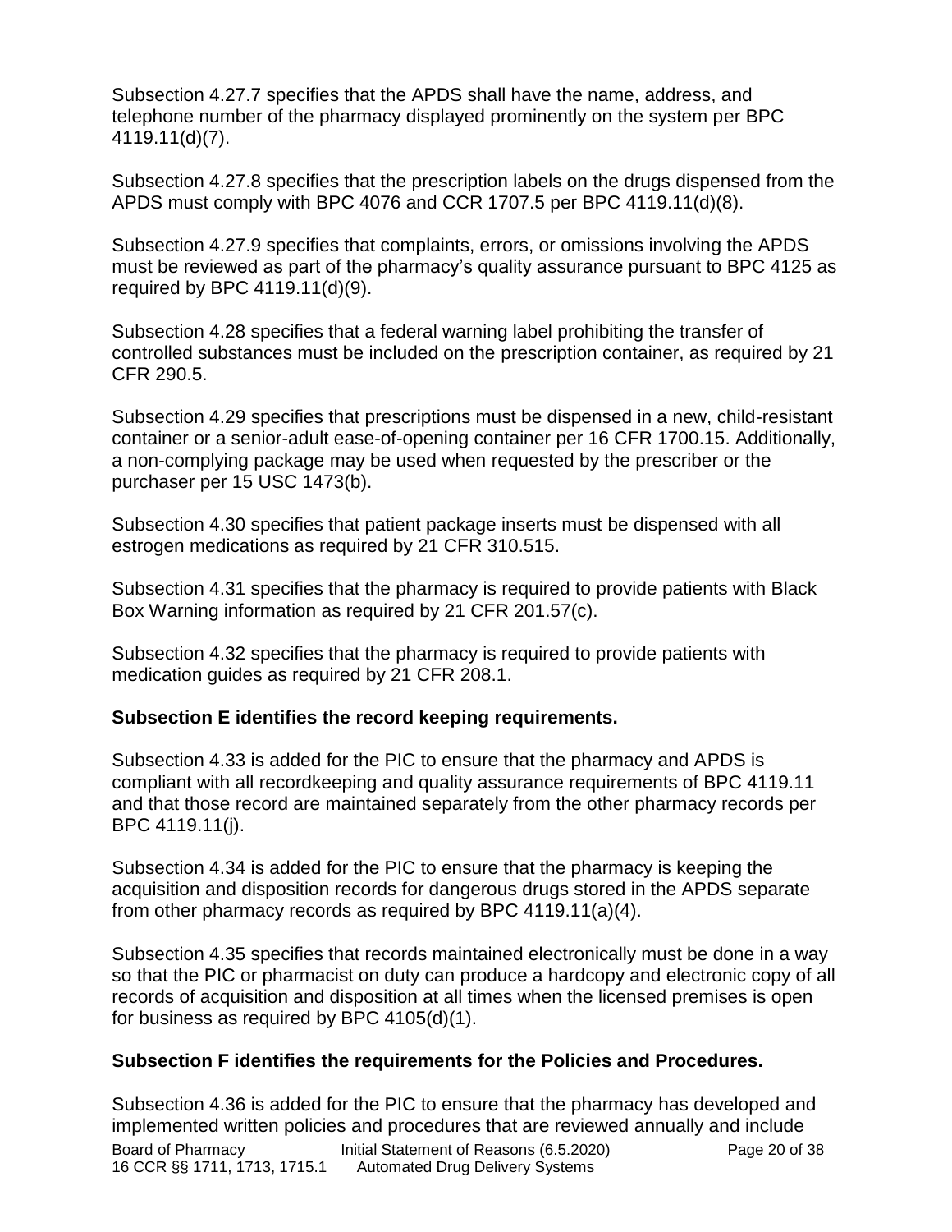Subsection 4.27.7 specifies that the APDS shall have the name, address, and telephone number of the pharmacy displayed prominently on the system per BPC 4119.11(d)(7).

Subsection 4.27.8 specifies that the prescription labels on the drugs dispensed from the APDS must comply with BPC 4076 and CCR 1707.5 per BPC 4119.11(d)(8).

Subsection 4.27.9 specifies that complaints, errors, or omissions involving the APDS must be reviewed as part of the pharmacy's quality assurance pursuant to BPC 4125 as required by BPC 4119.11(d)(9).

Subsection 4.28 specifies that a federal warning label prohibiting the transfer of controlled substances must be included on the prescription container, as required by 21 CFR 290.5.

Subsection 4.29 specifies that prescriptions must be dispensed in a new, child-resistant container or a senior-adult ease-of-opening container per 16 CFR 1700.15. Additionally, a non-complying package may be used when requested by the prescriber or the purchaser per 15 USC 1473(b).

Subsection 4.30 specifies that patient package inserts must be dispensed with all estrogen medications as required by 21 CFR 310.515.

Subsection 4.31 specifies that the pharmacy is required to provide patients with Black Box Warning information as required by 21 CFR 201.57(c).

Subsection 4.32 specifies that the pharmacy is required to provide patients with medication guides as required by 21 CFR 208.1.

**Subsection E identifies the record keeping requirements.**

Subsection 4.33 is added for the PIC to ensure that the pharmacy and APDS is compliant with all recordkeeping and quality assurance requirements of BPC 4119.11 and that those record are maintained separately from the other pharmacy records per BPC 4119.11(j).

Subsection 4.34 is added for the PIC to ensure that the pharmacy is keeping the acquisition and disposition records for dangerous drugs stored in the APDS separate from other pharmacy records as required by BPC 4119.11(a)(4).

Subsection 4.35 specifies that records maintained electronically must be done in a way so that the PIC or pharmacist on duty can produce a hardcopy and electronic copy of all records of acquisition and disposition at all times when the licensed premises is open for business as required by BPC 4105(d)(1).

**Subsection F identifies the requirements for the Policies and Procedures.**

Subsection 4.36 is added for the PIC to ensure that the pharmacy has developed and implemented written policies and procedures that are reviewed annually and include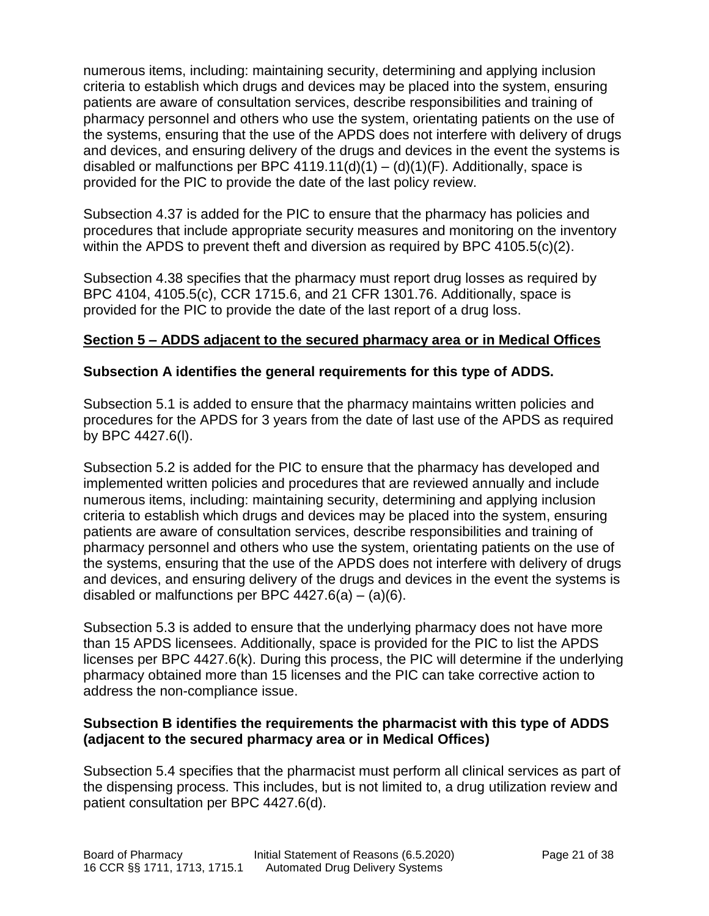numerous items, including: maintaining security, determining and applying inclusion criteria to establish which drugs and devices may be placed into the system, ensuring patients are aware of consultation services, describe responsibilities and training of pharmacy personnel and others who use the system, orientating patients on the use of the systems, ensuring that the use of the APDS does not interfere with delivery of drugs and devices, and ensuring delivery of the drugs and devices in the event the systems is disabled or malfunctions per BPC 4119.11(d)(1) – (d)(1)(F). Additionally, space is provided for the PIC to provide the date of the last policy review.

Subsection 4.37 is added for the PIC to ensure that the pharmacy has policies and procedures that include appropriate security measures and monitoring on the inventory within the APDS to prevent theft and diversion as required by BPC 4105.5(c)(2).

Subsection 4.38 specifies that the pharmacy must report drug losses as required by BPC 4104, 4105.5(c), CCR 1715.6, and 21 CFR 1301.76. Additionally, space is provided for the PIC to provide the date of the last report of a drug loss.

**Section 5 – ADDS adjacent to the secured pharmacy area or in Medical Offices**

**Subsection A identifies the general requirements for this type of ADDS.**

Subsection 5.1 is added to ensure that the pharmacy maintains written policies and procedures for the APDS for 3 years from the date of last use of the APDS as required by BPC 4427.6(l).

Subsection 5.2 is added for the PIC to ensure that the pharmacy has developed and implemented written policies and procedures that are reviewed annually and include numerous items, including: maintaining security, determining and applying inclusion criteria to establish which drugs and devices may be placed into the system, ensuring patients are aware of consultation services, describe responsibilities and training of pharmacy personnel and others who use the system, orientating patients on the use of the systems, ensuring that the use of the APDS does not interfere with delivery of drugs and devices, and ensuring delivery of the drugs and devices in the event the systems is disabled or malfunctions per BPC 4427.6(a) – (a)(6).

Subsection 5.3 is added to ensure that the underlying pharmacy does not have more than 15 APDS licensees. Additionally, space is provided for the PIC to list the APDS licenses per BPC 4427.6(k). During this process, the PIC will determine if the underlying pharmacy obtained more than 15 licenses and the PIC can take corrective action to address the non-compliance issue.

**Subsection B identifies the requirements the pharmacist with this type of ADDS (adjacent to the secured pharmacy area or in Medical Offices)**

Subsection 5.4 specifies that the pharmacist must perform all clinical services as part of the dispensing process. This includes, but is not limited to, a drug utilization review and patient consultation per BPC 4427.6(d).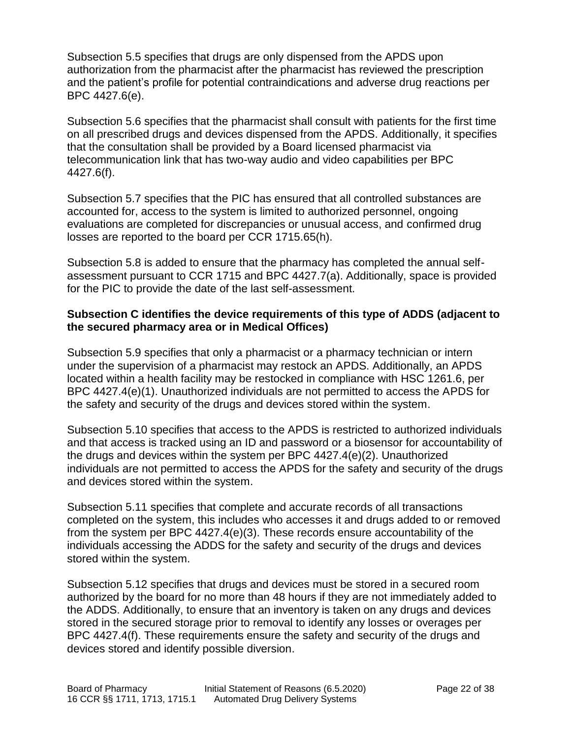Subsection 5.5 specifies that drugs are only dispensed from the APDS upon authorization from the pharmacist after the pharmacist has reviewed the prescription and the patient's profile for potential contraindications and adverse drug reactions per BPC 4427.6(e).

Subsection 5.6 specifies that the pharmacist shall consult with patients for the first time on all prescribed drugs and devices dispensed from the APDS. Additionally, it specifies that the consultation shall be provided by a Board licensed pharmacist via telecommunication link that has two-way audio and video capabilities per BPC 4427.6(f).

Subsection 5.7 specifies that the PIC has ensured that all controlled substances are accounted for, access to the system is limited to authorized personnel, ongoing evaluations are completed for discrepancies or unusual access, and confirmed drug losses are reported to the board per CCR 1715.65(h).

Subsection 5.8 is added to ensure that the pharmacy has completed the annual self-assessment pursuant to CCR 1715 and BPC 4427.7(a). Additionally, space is provided for the PIC to provide the date of the last self-assessment.

**Subsection C identifies the device requirements of this type of ADDS (adjacent to the secured pharmacy area or in Medical Offices)**

Subsection 5.9 specifies that only a pharmacist or a pharmacy technician or intern under the supervision of a pharmacist may restock an APDS. Additionally, an APDS located within a health facility may be restocked in compliance with HSC 1261.6, per BPC 4427.4(e)(1). Unauthorized individuals are not permitted to access the APDS for the safety and security of the drugs and devices stored within the system.

Subsection 5.10 specifies that access to the APDS is restricted to authorized individuals and that access is tracked using an ID and password or a biosensor for accountability of the drugs and devices within the system per BPC 4427.4(e)(2). Unauthorized individuals are not permitted to access the APDS for the safety and security of the drugs and devices stored within the system.

Subsection 5.11 specifies that complete and accurate records of all transactions completed on the system, this includes who accesses it and drugs added to or removed from the system per BPC 4427.4(e)(3). These records ensure accountability of the individuals accessing the ADDS for the safety and security of the drugs and devices stored within the system.

Subsection 5.12 specifies that drugs and devices must be stored in a secured room authorized by the board for no more than 48 hours if they are not immediately added to the ADDS. Additionally, to ensure that an inventory is taken on any drugs and devices stored in the secured storage prior to removal to identify any losses or overages per BPC 4427.4(f). These requirements ensure the safety and security of the drugs and devices stored and identify possible diversion.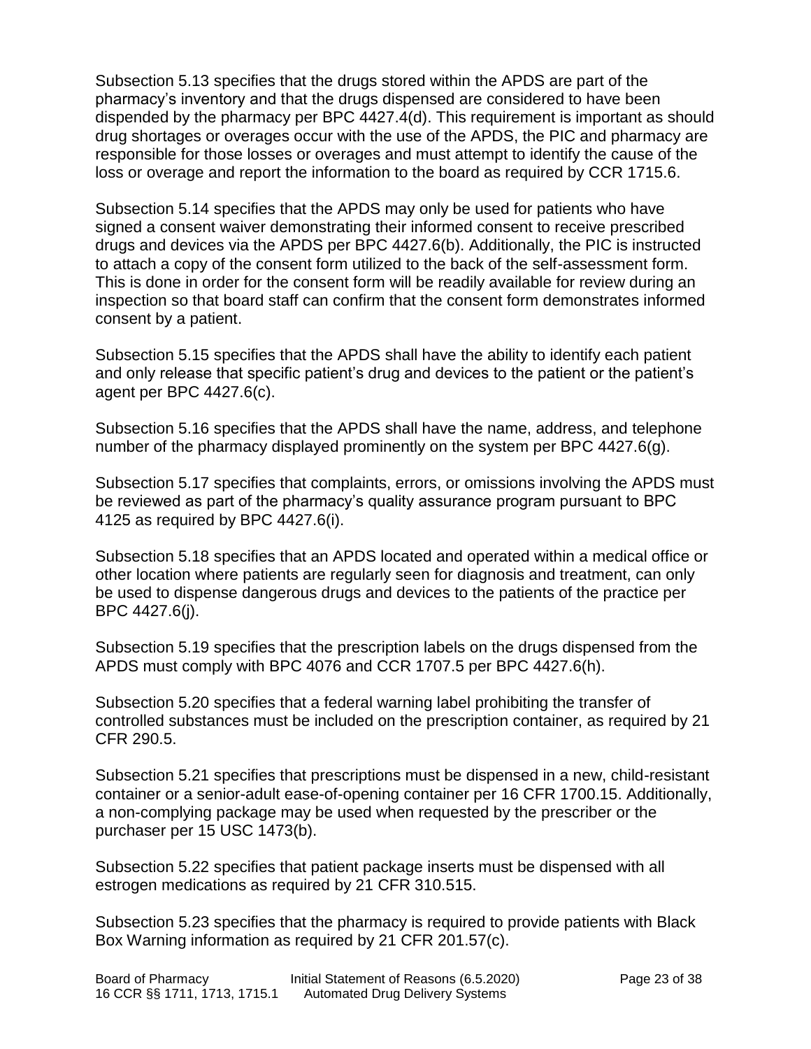Subsection 5.13 specifies that the drugs stored within the APDS are part of the pharmacy's inventory and that the drugs dispensed are considered to have been dispended by the pharmacy per BPC 4427.4(d). This requirement is important as should drug shortages or overages occur with the use of the APDS, the PIC and pharmacy are responsible for those losses or overages and must attempt to identify the cause of the loss or overage and report the information to the board as required by CCR 1715.6.

Subsection 5.14 specifies that the APDS may only be used for patients who have signed a consent waiver demonstrating their informed consent to receive prescribed drugs and devices via the APDS per BPC 4427.6(b). Additionally, the PIC is instructed to attach a copy of the consent form utilized to the back of the self-assessment form. This is done in order for the consent form will be readily available for review during an inspection so that board staff can confirm that the consent form demonstrates informed consent by a patient.

Subsection 5.15 specifies that the APDS shall have the ability to identify each patient and only release that specific patient's drug and devices to the patient or the patient's agent per BPC 4427.6(c).

Subsection 5.16 specifies that the APDS shall have the name, address, and telephone number of the pharmacy displayed prominently on the system per BPC 4427.6(g).

Subsection 5.17 specifies that complaints, errors, or omissions involving the APDS must be reviewed as part of the pharmacy's quality assurance program pursuant to BPC 4125 as required by BPC 4427.6(i).

Subsection 5.18 specifies that an APDS located and operated within a medical office or other location where patients are regularly seen for diagnosis and treatment, can only be used to dispense dangerous drugs and devices to the patients of the practice per BPC 4427.6(j).

Subsection 5.19 specifies that the prescription labels on the drugs dispensed from the APDS must comply with BPC 4076 and CCR 1707.5 per BPC 4427.6(h).

Subsection 5.20 specifies that a federal warning label prohibiting the transfer of controlled substances must be included on the prescription container, as required by 21 CFR 290.5.

Subsection 5.21 specifies that prescriptions must be dispensed in a new, child-resistant container or a senior-adult ease-of-opening container per 16 CFR 1700.15. Additionally, a non-complying package may be used when requested by the prescriber or the purchaser per 15 USC 1473(b).

Subsection 5.22 specifies that patient package inserts must be dispensed with all estrogen medications as required by 21 CFR 310.515.

Subsection 5.23 specifies that the pharmacy is required to provide patients with Black Box Warning information as required by 21 CFR 201.57(c).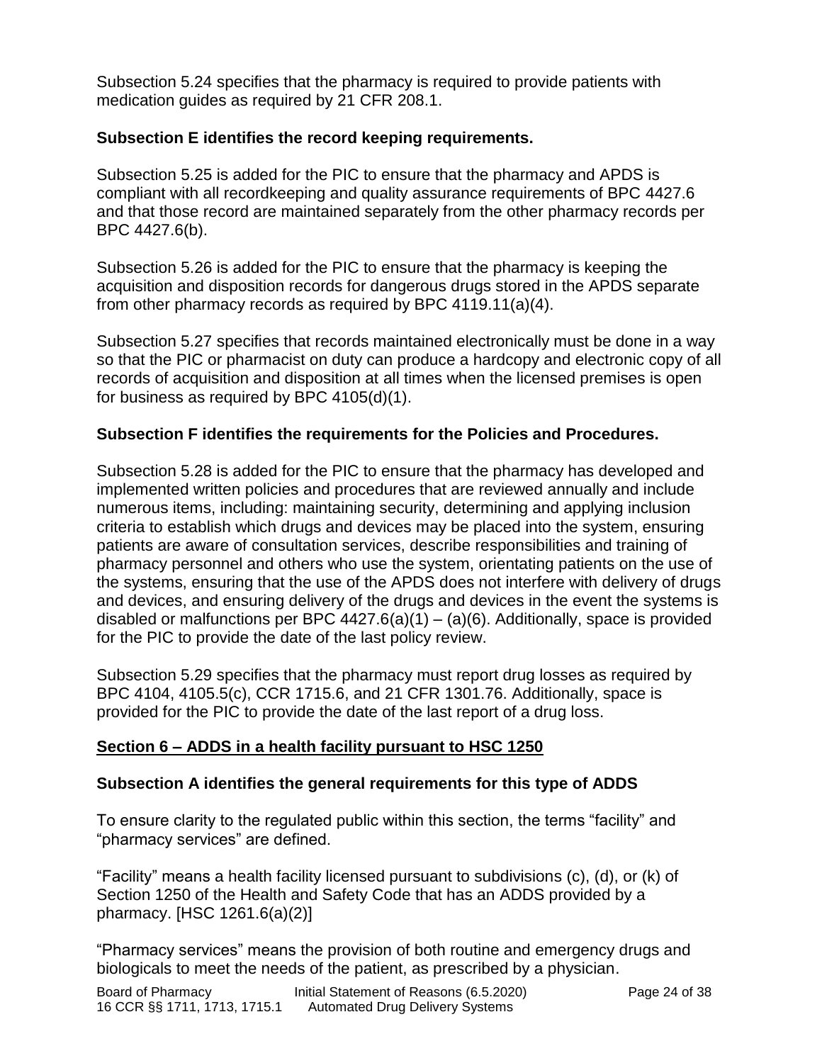Subsection 5.24 specifies that the pharmacy is required to provide patients with medication guides as required by 21 CFR 208.1.

**Subsection E identifies the record keeping requirements.**

Subsection 5.25 is added for the PIC to ensure that the pharmacy and APDS is compliant with all recordkeeping and quality assurance requirements of BPC 4427.6 and that those record are maintained separately from the other pharmacy records per BPC 4427.6(b).

Subsection 5.26 is added for the PIC to ensure that the pharmacy is keeping the acquisition and disposition records for dangerous drugs stored in the APDS separate from other pharmacy records as required by BPC 4119.11(a)(4).

Subsection 5.27 specifies that records maintained electronically must be done in a way so that the PIC or pharmacist on duty can produce a hardcopy and electronic copy of all records of acquisition and disposition at all times when the licensed premises is open for business as required by BPC 4105(d)(1).

**Subsection F identifies the requirements for the Policies and Procedures.**

Subsection 5.28 is added for the PIC to ensure that the pharmacy has developed and implemented written policies and procedures that are reviewed annually and include numerous items, including: maintaining security, determining and applying inclusion criteria to establish which drugs and devices may be placed into the system, ensuring patients are aware of consultation services, describe responsibilities and training of pharmacy personnel and others who use the system, orientating patients on the use of the systems, ensuring that the use of the APDS does not interfere with delivery of drugs and devices, and ensuring delivery of the drugs and devices in the event the systems is disabled or malfunctions per BPC 4427.6(a)(1) – (a)(6). Additionally, space is provided for the PIC to provide the date of the last policy review.

Subsection 5.29 specifies that the pharmacy must report drug losses as required by BPC 4104, 4105.5(c), CCR 1715.6, and 21 CFR 1301.76. Additionally, space is provided for the PIC to provide the date of the last report of a drug loss.

## Section 6 – ADDS in a health facility pursuant to HSC 1250

**Subsection A identifies the general requirements for this type of ADDS**

To ensure clarity to the regulated public within this section, the terms "facility" and "pharmacy services" are defined.

"Facility" means a health facility licensed pursuant to subdivisions (c), (d), or (k) of Section 1250 of the Health and Safety Code that has an ADDS provided by a pharmacy. [HSC 1261.6(a)(2)]

"Pharmacy services" means the provision of both routine and emergency drugs and biologicals to meet the needs of the patient, as prescribed by a physician.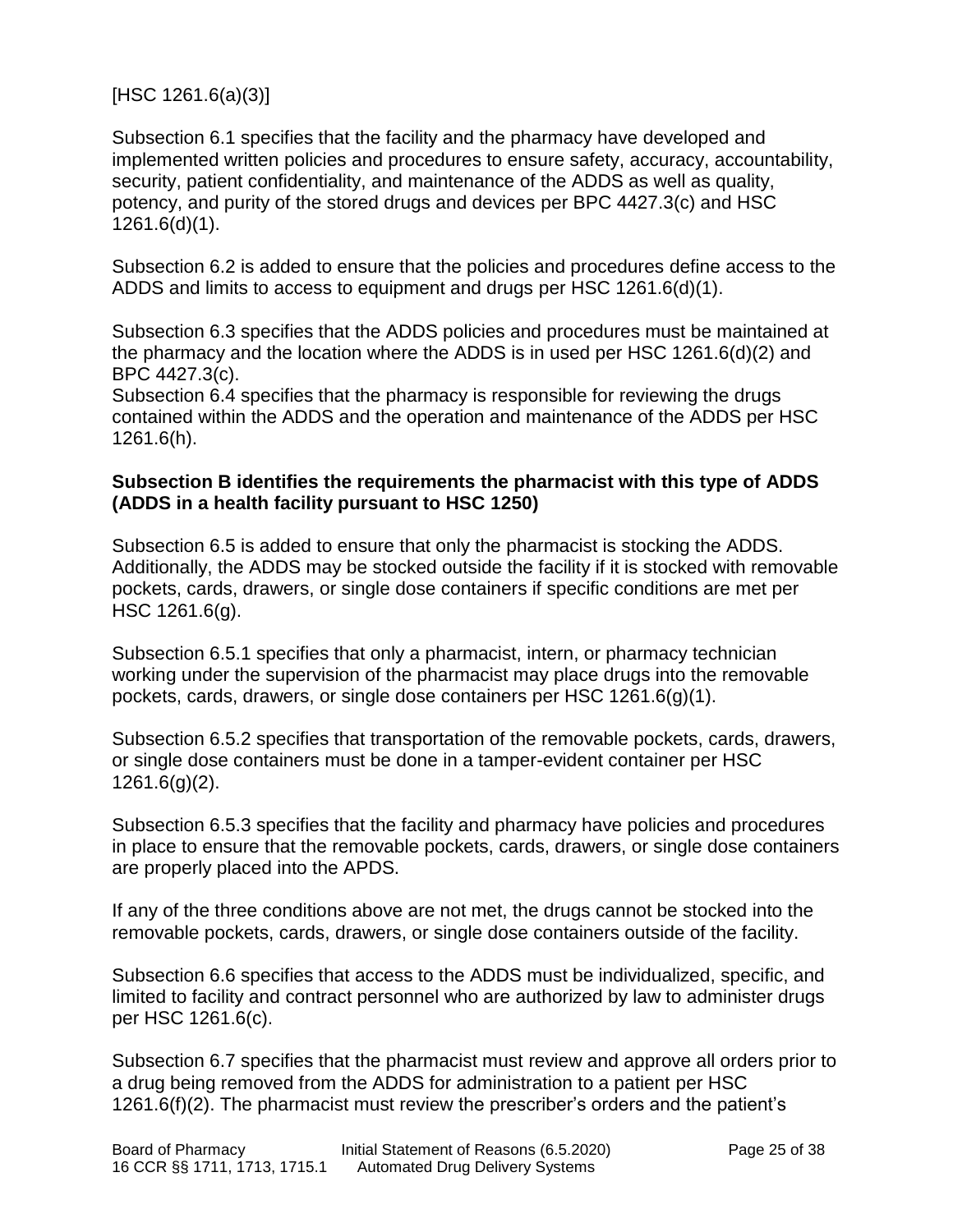[HSC 1261.6(a)(3)]

Subsection 6.1 specifies that the facility and the pharmacy have developed and implemented written policies and procedures to ensure safety, accuracy, accountability, security, patient confidentiality, and maintenance of the ADDS as well as quality, potency, and purity of the stored drugs and devices per BPC 4427.3(c) and HSC 1261.6(d)(1).

Subsection 6.2 is added to ensure that the policies and procedures define access to the ADDS and limits to access to equipment and drugs per HSC 1261.6(d)(1).

Subsection 6.3 specifies that the ADDS policies and procedures must be maintained at the pharmacy and the location where the ADDS is in used per HSC 1261.6(d)(2) and BPC 4427.3(c).
Subsection 6.4 specifies that the pharmacy is responsible for reviewing the drugs contained within the ADDS and the operation and maintenance of the ADDS per HSC 1261.6(h).

**Subsection B identifies the requirements the pharmacist with this type of ADDS (ADDS in a health facility pursuant to HSC 1250)**

Subsection 6.5 is added to ensure that only the pharmacist is stocking the ADDS. Additionally, the ADDS may be stocked outside the facility if it is stocked with removable pockets, cards, drawers, or single dose containers if specific conditions are met per HSC 1261.6(g).

Subsection 6.5.1 specifies that only a pharmacist, intern, or pharmacy technician working under the supervision of the pharmacist may place drugs into the removable pockets, cards, drawers, or single dose containers per HSC 1261.6(g)(1).

Subsection 6.5.2 specifies that transportation of the removable pockets, cards, drawers, or single dose containers must be done in a tamper-evident container per HSC 1261.6(g)(2).

Subsection 6.5.3 specifies that the facility and pharmacy have policies and procedures in place to ensure that the removable pockets, cards, drawers, or single dose containers are properly placed into the APDS.

If any of the three conditions above are not met, the drugs cannot be stocked into the removable pockets, cards, drawers, or single dose containers outside of the facility.

Subsection 6.6 specifies that access to the ADDS must be individualized, specific, and limited to facility and contract personnel who are authorized by law to administer drugs per HSC 1261.6(c).

Subsection 6.7 specifies that the pharmacist must review and approve all orders prior to a drug being removed from the ADDS for administration to a patient per HSC 1261.6(f)(2). The pharmacist must review the prescriber's orders and the patient's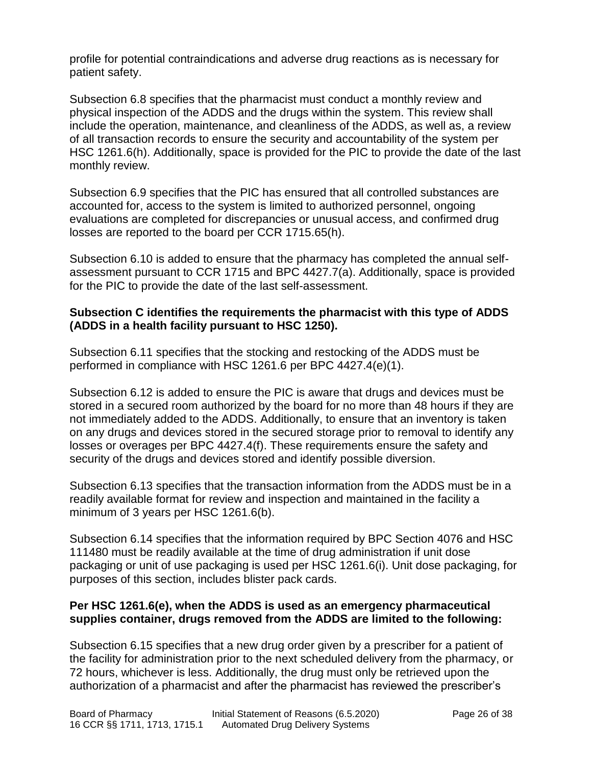profile for potential contraindications and adverse drug reactions as is necessary for patient safety.

Subsection 6.8 specifies that the pharmacist must conduct a monthly review and physical inspection of the ADDS and the drugs within the system. This review shall include the operation, maintenance, and cleanliness of the ADDS, as well as, a review of all transaction records to ensure the security and accountability of the system per HSC 1261.6(h). Additionally, space is provided for the PIC to provide the date of the last monthly review.

Subsection 6.9 specifies that the PIC has ensured that all controlled substances are accounted for, access to the system is limited to authorized personnel, ongoing evaluations are completed for discrepancies or unusual access, and confirmed drug losses are reported to the board per CCR 1715.65(h).

Subsection 6.10 is added to ensure that the pharmacy has completed the annual self-assessment pursuant to CCR 1715 and BPC 4427.7(a). Additionally, space is provided for the PIC to provide the date of the last self-assessment.

**Subsection C identifies the requirements the pharmacist with this type of ADDS (ADDS in a health facility pursuant to HSC 1250).**

Subsection 6.11 specifies that the stocking and restocking of the ADDS must be performed in compliance with HSC 1261.6 per BPC 4427.4(e)(1).

Subsection 6.12 is added to ensure the PIC is aware that drugs and devices must be stored in a secured room authorized by the board for no more than 48 hours if they are not immediately added to the ADDS. Additionally, to ensure that an inventory is taken on any drugs and devices stored in the secured storage prior to removal to identify any losses or overages per BPC 4427.4(f). These requirements ensure the safety and security of the drugs and devices stored and identify possible diversion.

Subsection 6.13 specifies that the transaction information from the ADDS must be in a readily available format for review and inspection and maintained in the facility a minimum of 3 years per HSC 1261.6(b).

Subsection 6.14 specifies that the information required by BPC Section 4076 and HSC 111480 must be readily available at the time of drug administration if unit dose packaging or unit of use packaging is used per HSC 1261.6(i). Unit dose packaging, for purposes of this section, includes blister pack cards.

**Per HSC 1261.6(e), when the ADDS is used as an emergency pharmaceutical supplies container, drugs removed from the ADDS are limited to the following:**

Subsection 6.15 specifies that a new drug order given by a prescriber for a patient of the facility for administration prior to the next scheduled delivery from the pharmacy, or 72 hours, whichever is less. Additionally, the drug must only be retrieved upon the authorization of a pharmacist and after the pharmacist has reviewed the prescriber's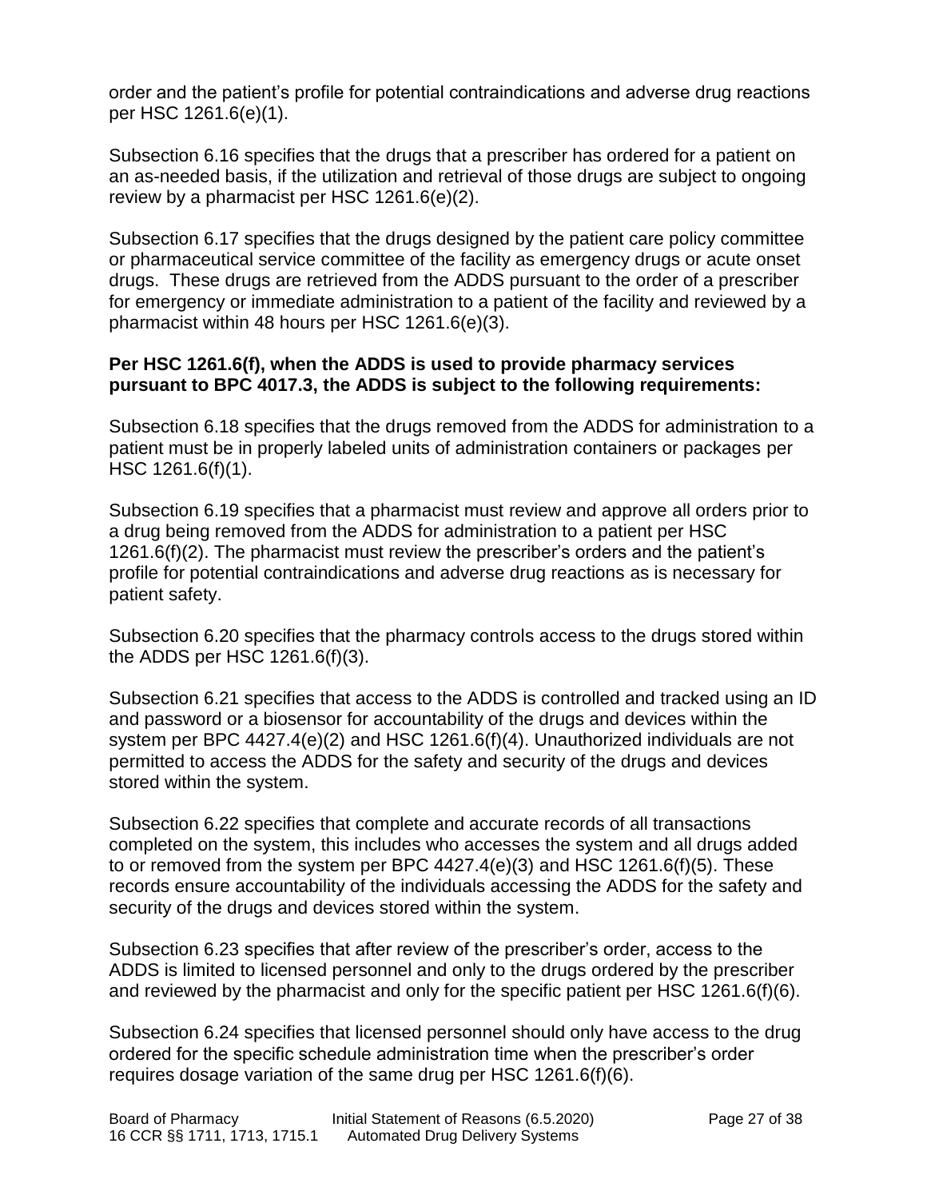order and the patient's profile for potential contraindications and adverse drug reactions per HSC 1261.6(e)(1).

Subsection 6.16 specifies that the drugs that a prescriber has ordered for a patient on an as-needed basis, if the utilization and retrieval of those drugs are subject to ongoing review by a pharmacist per HSC 1261.6(e)(2).

Subsection 6.17 specifies that the drugs designed by the patient care policy committee or pharmaceutical service committee of the facility as emergency drugs or acute onset drugs. These drugs are retrieved from the ADDS pursuant to the order of a prescriber for emergency or immediate administration to a patient of the facility and reviewed by a pharmacist within 48 hours per HSC 1261.6(e)(3).

**Per HSC 1261.6(f), when the ADDS is used to provide pharmacy services pursuant to BPC 4017.3, the ADDS is subject to the following requirements:**

Subsection 6.18 specifies that the drugs removed from the ADDS for administration to a patient must be in properly labeled units of administration containers or packages per HSC 1261.6(f)(1).

Subsection 6.19 specifies that a pharmacist must review and approve all orders prior to a drug being removed from the ADDS for administration to a patient per HSC 1261.6(f)(2). The pharmacist must review the prescriber's orders and the patient's profile for potential contraindications and adverse drug reactions as is necessary for patient safety.

Subsection 6.20 specifies that the pharmacy controls access to the drugs stored within the ADDS per HSC 1261.6(f)(3).

Subsection 6.21 specifies that access to the ADDS is controlled and tracked using an ID and password or a biosensor for accountability of the drugs and devices within the system per BPC 4427.4(e)(2) and HSC 1261.6(f)(4). Unauthorized individuals are not permitted to access the ADDS for the safety and security of the drugs and devices stored within the system.

Subsection 6.22 specifies that complete and accurate records of all transactions completed on the system, this includes who accesses the system and all drugs added to or removed from the system per BPC 4427.4(e)(3) and HSC 1261.6(f)(5). These records ensure accountability of the individuals accessing the ADDS for the safety and security of the drugs and devices stored within the system.

Subsection 6.23 specifies that after review of the prescriber's order, access to the ADDS is limited to licensed personnel and only to the drugs ordered by the prescriber and reviewed by the pharmacist and only for the specific patient per HSC 1261.6(f)(6).

Subsection 6.24 specifies that licensed personnel should only have access to the drug ordered for the specific schedule administration time when the prescriber's order requires dosage variation of the same drug per HSC 1261.6(f)(6).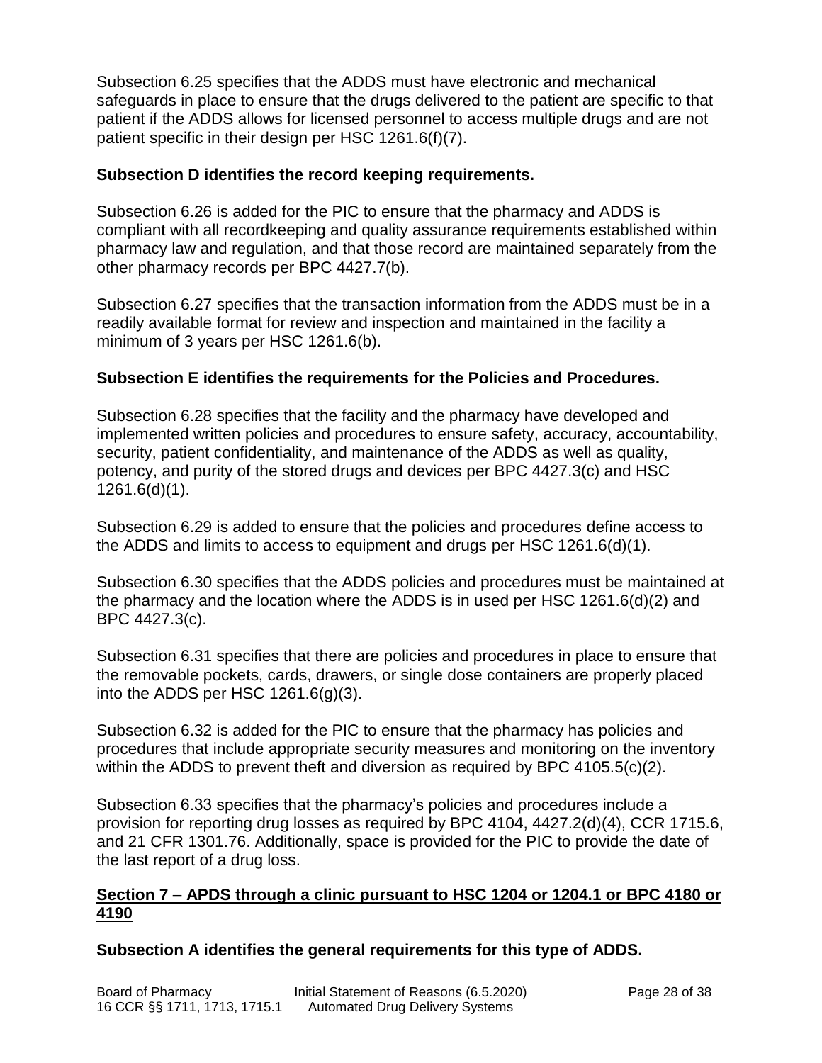Subsection 6.25 specifies that the ADDS must have electronic and mechanical safeguards in place to ensure that the drugs delivered to the patient are specific to that patient if the ADDS allows for licensed personnel to access multiple drugs and are not patient specific in their design per HSC 1261.6(f)(7).

**Subsection D identifies the record keeping requirements.**

Subsection 6.26 is added for the PIC to ensure that the pharmacy and ADDS is compliant with all recordkeeping and quality assurance requirements established within pharmacy law and regulation, and that those record are maintained separately from the other pharmacy records per BPC 4427.7(b).

Subsection 6.27 specifies that the transaction information from the ADDS must be in a readily available format for review and inspection and maintained in the facility a minimum of 3 years per HSC 1261.6(b).

**Subsection E identifies the requirements for the Policies and Procedures.**

Subsection 6.28 specifies that the facility and the pharmacy have developed and implemented written policies and procedures to ensure safety, accuracy, accountability, security, patient confidentiality, and maintenance of the ADDS as well as quality, potency, and purity of the stored drugs and devices per BPC 4427.3(c) and HSC 1261.6(d)(1).

Subsection 6.29 is added to ensure that the policies and procedures define access to the ADDS and limits to access to equipment and drugs per HSC 1261.6(d)(1).

Subsection 6.30 specifies that the ADDS policies and procedures must be maintained at the pharmacy and the location where the ADDS is in used per HSC 1261.6(d)(2) and BPC 4427.3(c).

Subsection 6.31 specifies that there are policies and procedures in place to ensure that the removable pockets, cards, drawers, or single dose containers are properly placed into the ADDS per HSC 1261.6(g)(3).

Subsection 6.32 is added for the PIC to ensure that the pharmacy has policies and procedures that include appropriate security measures and monitoring on the inventory within the ADDS to prevent theft and diversion as required by BPC 4105.5(c)(2).

Subsection 6.33 specifies that the pharmacy's policies and procedures include a provision for reporting drug losses as required by BPC 4104, 4427.2(d)(4), CCR 1715.6, and 21 CFR 1301.76. Additionally, space is provided for the PIC to provide the date of the last report of a drug loss.

## Section 7 – APDS through a clinic pursuant to HSC 1204 or 1204.1 or BPC 4180 or 4190

**Subsection A identifies the general requirements for this type of ADDS.**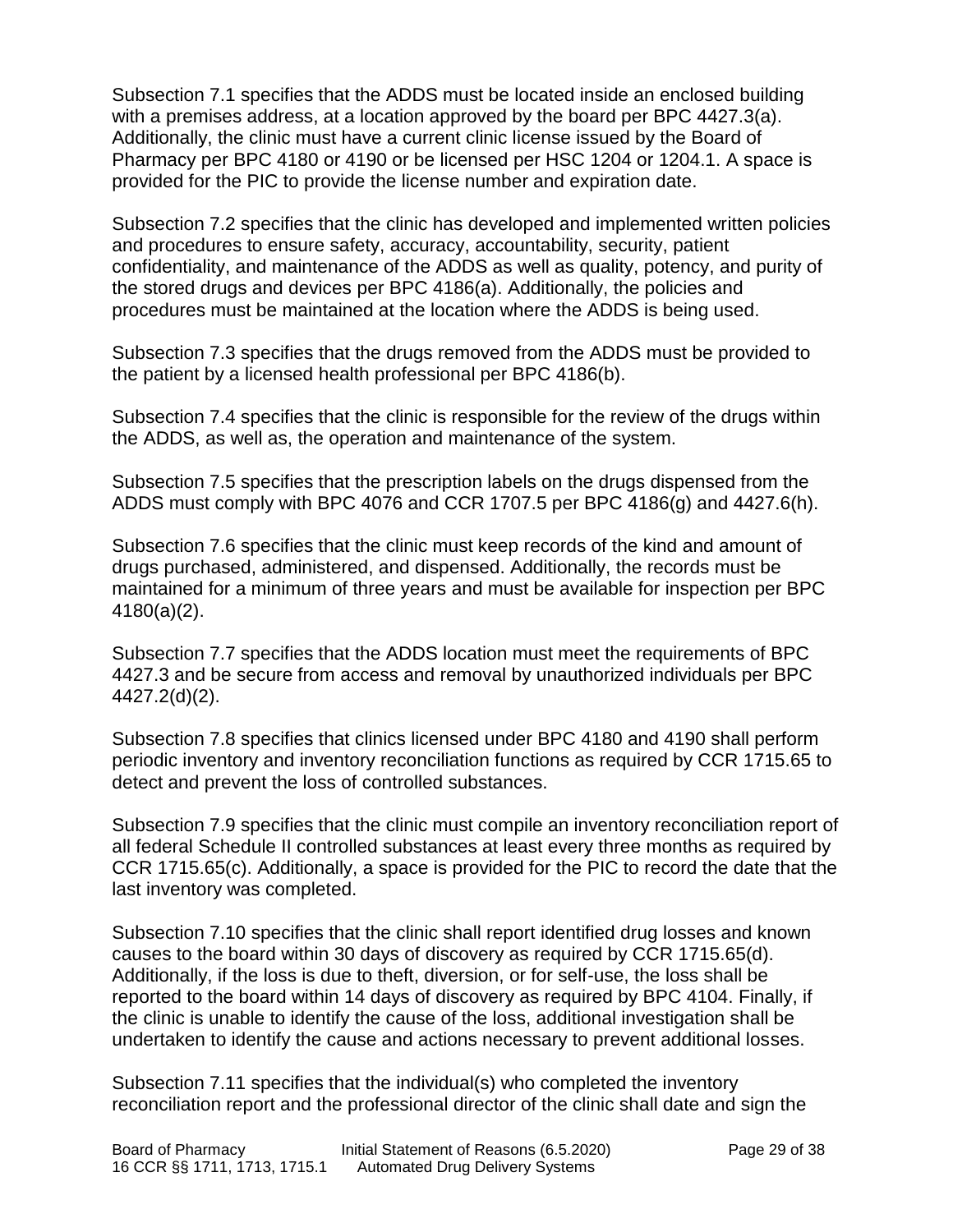Subsection 7.1 specifies that the ADDS must be located inside an enclosed building with a premises address, at a location approved by the board per BPC 4427.3(a). Additionally, the clinic must have a current clinic license issued by the Board of Pharmacy per BPC 4180 or 4190 or be licensed per HSC 1204 or 1204.1. A space is provided for the PIC to provide the license number and expiration date.

Subsection 7.2 specifies that the clinic has developed and implemented written policies and procedures to ensure safety, accuracy, accountability, security, patient confidentiality, and maintenance of the ADDS as well as quality, potency, and purity of the stored drugs and devices per BPC 4186(a). Additionally, the policies and procedures must be maintained at the location where the ADDS is being used.

Subsection 7.3 specifies that the drugs removed from the ADDS must be provided to the patient by a licensed health professional per BPC 4186(b).

Subsection 7.4 specifies that the clinic is responsible for the review of the drugs within the ADDS, as well as, the operation and maintenance of the system.

Subsection 7.5 specifies that the prescription labels on the drugs dispensed from the ADDS must comply with BPC 4076 and CCR 1707.5 per BPC 4186(g) and 4427.6(h).

Subsection 7.6 specifies that the clinic must keep records of the kind and amount of drugs purchased, administered, and dispensed. Additionally, the records must be maintained for a minimum of three years and must be available for inspection per BPC 4180(a)(2).

Subsection 7.7 specifies that the ADDS location must meet the requirements of BPC 4427.3 and be secure from access and removal by unauthorized individuals per BPC 4427.2(d)(2).

Subsection 7.8 specifies that clinics licensed under BPC 4180 and 4190 shall perform periodic inventory and inventory reconciliation functions as required by CCR 1715.65 to detect and prevent the loss of controlled substances.

Subsection 7.9 specifies that the clinic must compile an inventory reconciliation report of all federal Schedule II controlled substances at least every three months as required by CCR 1715.65(c). Additionally, a space is provided for the PIC to record the date that the last inventory was completed.

Subsection 7.10 specifies that the clinic shall report identified drug losses and known causes to the board within 30 days of discovery as required by CCR 1715.65(d). Additionally, if the loss is due to theft, diversion, or for self-use, the loss shall be reported to the board within 14 days of discovery as required by BPC 4104. Finally, if the clinic is unable to identify the cause of the loss, additional investigation shall be undertaken to identify the cause and actions necessary to prevent additional losses.

Subsection 7.11 specifies that the individual(s) who completed the inventory reconciliation report and the professional director of the clinic shall date and sign the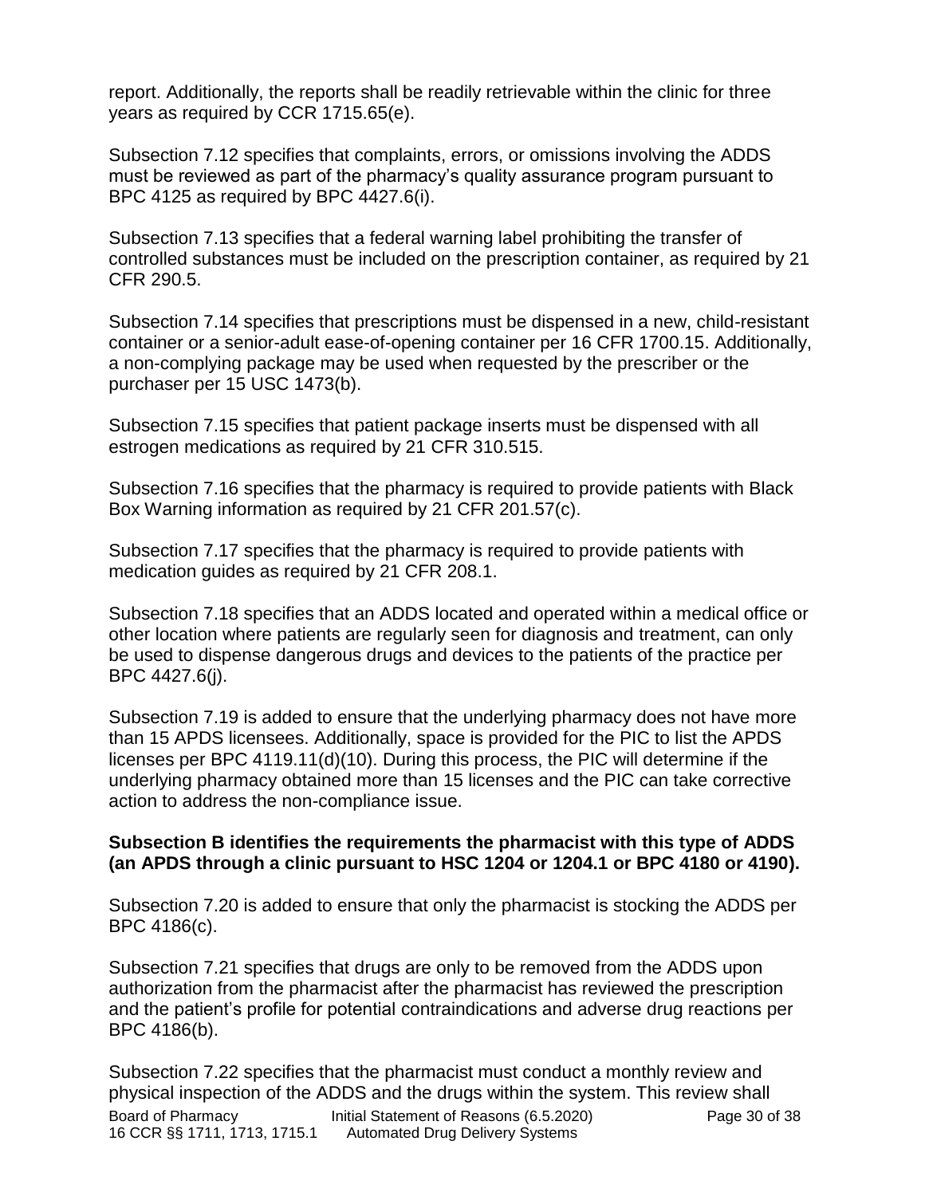report. Additionally, the reports shall be readily retrievable within the clinic for three years as required by CCR 1715.65(e).

Subsection 7.12 specifies that complaints, errors, or omissions involving the ADDS must be reviewed as part of the pharmacy's quality assurance program pursuant to BPC 4125 as required by BPC 4427.6(i).

Subsection 7.13 specifies that a federal warning label prohibiting the transfer of controlled substances must be included on the prescription container, as required by 21 CFR 290.5.

Subsection 7.14 specifies that prescriptions must be dispensed in a new, child-resistant container or a senior-adult ease-of-opening container per 16 CFR 1700.15. Additionally, a non-complying package may be used when requested by the prescriber or the purchaser per 15 USC 1473(b).

Subsection 7.15 specifies that patient package inserts must be dispensed with all estrogen medications as required by 21 CFR 310.515.

Subsection 7.16 specifies that the pharmacy is required to provide patients with Black Box Warning information as required by 21 CFR 201.57(c).

Subsection 7.17 specifies that the pharmacy is required to provide patients with medication guides as required by 21 CFR 208.1.

Subsection 7.18 specifies that an ADDS located and operated within a medical office or other location where patients are regularly seen for diagnosis and treatment, can only be used to dispense dangerous drugs and devices to the patients of the practice per BPC 4427.6(j).

Subsection 7.19 is added to ensure that the underlying pharmacy does not have more than 15 APDS licensees. Additionally, space is provided for the PIC to list the APDS licenses per BPC 4119.11(d)(10). During this process, the PIC will determine if the underlying pharmacy obtained more than 15 licenses and the PIC can take corrective action to address the non-compliance issue.

**Subsection B identifies the requirements the pharmacist with this type of ADDS (an APDS through a clinic pursuant to HSC 1204 or 1204.1 or BPC 4180 or 4190).**

Subsection 7.20 is added to ensure that only the pharmacist is stocking the ADDS per BPC 4186(c).

Subsection 7.21 specifies that drugs are only to be removed from the ADDS upon authorization from the pharmacist after the pharmacist has reviewed the prescription and the patient's profile for potential contraindications and adverse drug reactions per BPC 4186(b).

Subsection 7.22 specifies that the pharmacist must conduct a monthly review and physical inspection of the ADDS and the drugs within the system. This review shall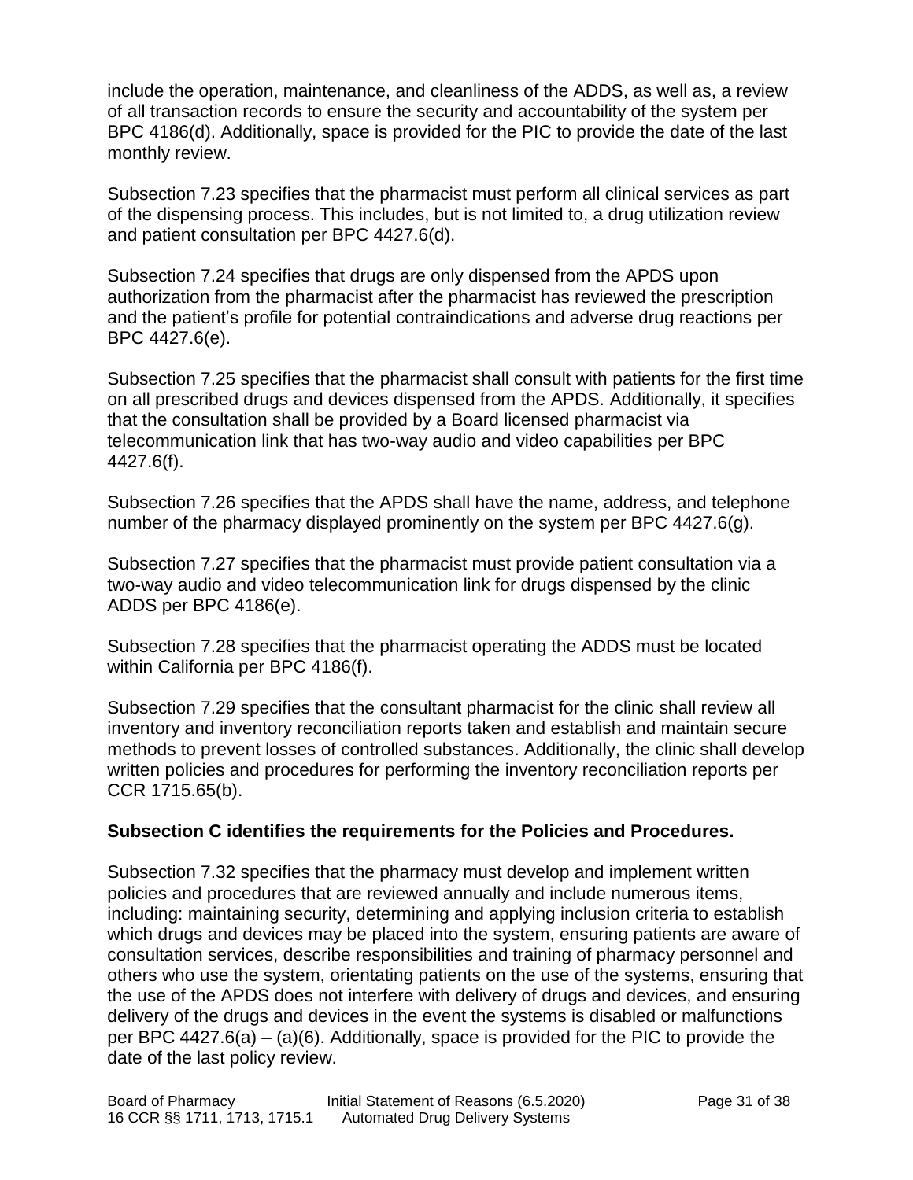include the operation, maintenance, and cleanliness of the ADDS, as well as, a review of all transaction records to ensure the security and accountability of the system per BPC 4186(d). Additionally, space is provided for the PIC to provide the date of the last monthly review.

Subsection 7.23 specifies that the pharmacist must perform all clinical services as part of the dispensing process. This includes, but is not limited to, a drug utilization review and patient consultation per BPC 4427.6(d).

Subsection 7.24 specifies that drugs are only dispensed from the APDS upon authorization from the pharmacist after the pharmacist has reviewed the prescription and the patient's profile for potential contraindications and adverse drug reactions per BPC 4427.6(e).

Subsection 7.25 specifies that the pharmacist shall consult with patients for the first time on all prescribed drugs and devices dispensed from the APDS. Additionally, it specifies that the consultation shall be provided by a Board licensed pharmacist via telecommunication link that has two-way audio and video capabilities per BPC 4427.6(f).

Subsection 7.26 specifies that the APDS shall have the name, address, and telephone number of the pharmacy displayed prominently on the system per BPC 4427.6(g).

Subsection 7.27 specifies that the pharmacist must provide patient consultation via a two-way audio and video telecommunication link for drugs dispensed by the clinic ADDS per BPC 4186(e).

Subsection 7.28 specifies that the pharmacist operating the ADDS must be located within California per BPC 4186(f).

Subsection 7.29 specifies that the consultant pharmacist for the clinic shall review all inventory and inventory reconciliation reports taken and establish and maintain secure methods to prevent losses of controlled substances. Additionally, the clinic shall develop written policies and procedures for performing the inventory reconciliation reports per CCR 1715.65(b).

**Subsection C identifies the requirements for the Policies and Procedures.**

Subsection 7.32 specifies that the pharmacy must develop and implement written policies and procedures that are reviewed annually and include numerous items, including: maintaining security, determining and applying inclusion criteria to establish which drugs and devices may be placed into the system, ensuring patients are aware of consultation services, describe responsibilities and training of pharmacy personnel and others who use the system, orientating patients on the use of the systems, ensuring that the use of the APDS does not interfere with delivery of drugs and devices, and ensuring delivery of the drugs and devices in the event the systems is disabled or malfunctions per BPC 4427.6(a) – (a)(6). Additionally, space is provided for the PIC to provide the date of the last policy review.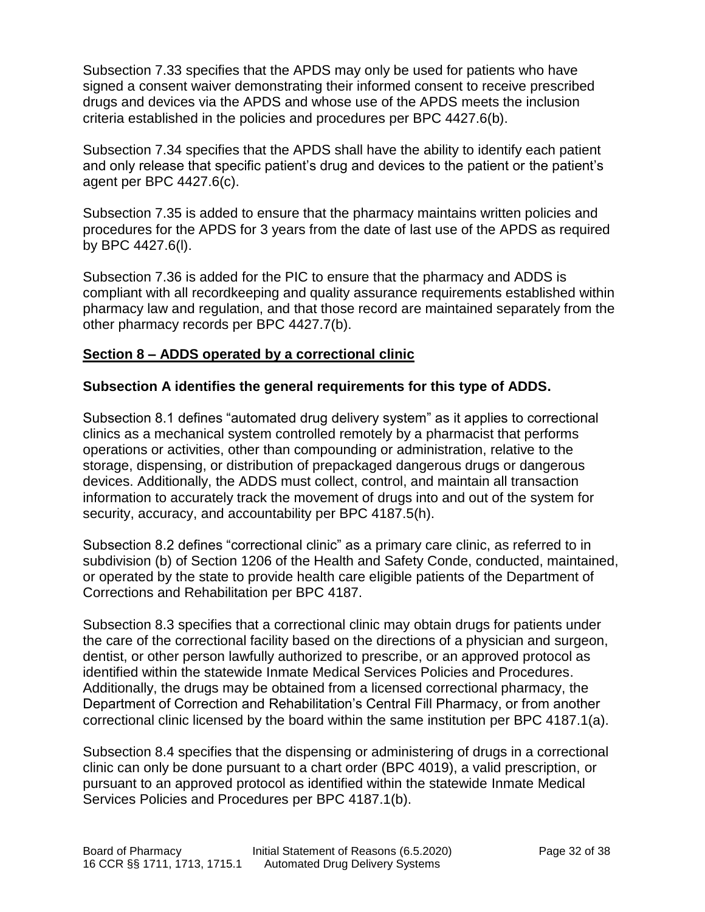Subsection 7.33 specifies that the APDS may only be used for patients who have signed a consent waiver demonstrating their informed consent to receive prescribed drugs and devices via the APDS and whose use of the APDS meets the inclusion criteria established in the policies and procedures per BPC 4427.6(b).

Subsection 7.34 specifies that the APDS shall have the ability to identify each patient and only release that specific patient's drug and devices to the patient or the patient's agent per BPC 4427.6(c).

Subsection 7.35 is added to ensure that the pharmacy maintains written policies and procedures for the APDS for 3 years from the date of last use of the APDS as required by BPC 4427.6(l).

Subsection 7.36 is added for the PIC to ensure that the pharmacy and ADDS is compliant with all recordkeeping and quality assurance requirements established within pharmacy law and regulation, and that those record are maintained separately from the other pharmacy records per BPC 4427.7(b).

## Section 8 – ADDS operated by a correctional clinic

### Subsection A identifies the general requirements for this type of ADDS.

Subsection 8.1 defines "automated drug delivery system" as it applies to correctional clinics as a mechanical system controlled remotely by a pharmacist that performs operations or activities, other than compounding or administration, relative to the storage, dispensing, or distribution of prepackaged dangerous drugs or dangerous devices. Additionally, the ADDS must collect, control, and maintain all transaction information to accurately track the movement of drugs into and out of the system for security, accuracy, and accountability per BPC 4187.5(h).

Subsection 8.2 defines "correctional clinic" as a primary care clinic, as referred to in subdivision (b) of Section 1206 of the Health and Safety Conde, conducted, maintained, or operated by the state to provide health care eligible patients of the Department of Corrections and Rehabilitation per BPC 4187.

Subsection 8.3 specifies that a correctional clinic may obtain drugs for patients under the care of the correctional facility based on the directions of a physician and surgeon, dentist, or other person lawfully authorized to prescribe, or an approved protocol as identified within the statewide Inmate Medical Services Policies and Procedures. Additionally, the drugs may be obtained from a licensed correctional pharmacy, the Department of Correction and Rehabilitation's Central Fill Pharmacy, or from another correctional clinic licensed by the board within the same institution per BPC 4187.1(a).

Subsection 8.4 specifies that the dispensing or administering of drugs in a correctional clinic can only be done pursuant to a chart order (BPC 4019), a valid prescription, or pursuant to an approved protocol as identified within the statewide Inmate Medical Services Policies and Procedures per BPC 4187.1(b).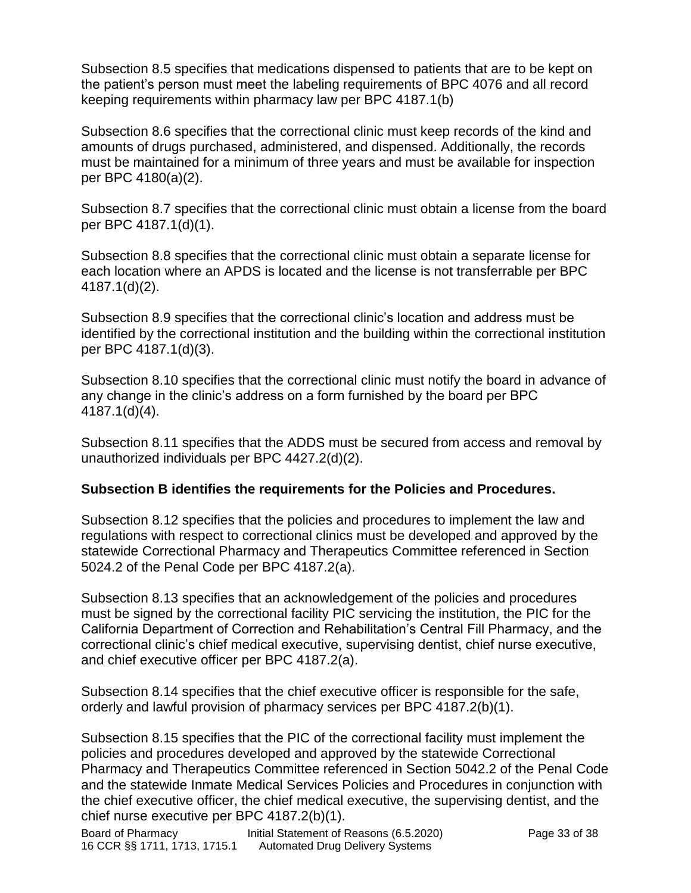Subsection 8.5 specifies that medications dispensed to patients that are to be kept on the patient's person must meet the labeling requirements of BPC 4076 and all record keeping requirements within pharmacy law per BPC 4187.1(b)

Subsection 8.6 specifies that the correctional clinic must keep records of the kind and amounts of drugs purchased, administered, and dispensed. Additionally, the records must be maintained for a minimum of three years and must be available for inspection per BPC 4180(a)(2).

Subsection 8.7 specifies that the correctional clinic must obtain a license from the board per BPC 4187.1(d)(1).

Subsection 8.8 specifies that the correctional clinic must obtain a separate license for each location where an APDS is located and the license is not transferrable per BPC 4187.1(d)(2).

Subsection 8.9 specifies that the correctional clinic's location and address must be identified by the correctional institution and the building within the correctional institution per BPC 4187.1(d)(3).

Subsection 8.10 specifies that the correctional clinic must notify the board in advance of any change in the clinic's address on a form furnished by the board per BPC 4187.1(d)(4).

Subsection 8.11 specifies that the ADDS must be secured from access and removal by unauthorized individuals per BPC 4427.2(d)(2).

**Subsection B identifies the requirements for the Policies and Procedures.**

Subsection 8.12 specifies that the policies and procedures to implement the law and regulations with respect to correctional clinics must be developed and approved by the statewide Correctional Pharmacy and Therapeutics Committee referenced in Section 5024.2 of the Penal Code per BPC 4187.2(a).

Subsection 8.13 specifies that an acknowledgement of the policies and procedures must be signed by the correctional facility PIC servicing the institution, the PIC for the California Department of Correction and Rehabilitation's Central Fill Pharmacy, and the correctional clinic's chief medical executive, supervising dentist, chief nurse executive, and chief executive officer per BPC 4187.2(a).

Subsection 8.14 specifies that the chief executive officer is responsible for the safe, orderly and lawful provision of pharmacy services per BPC 4187.2(b)(1).

Subsection 8.15 specifies that the PIC of the correctional facility must implement the policies and procedures developed and approved by the statewide Correctional Pharmacy and Therapeutics Committee referenced in Section 5042.2 of the Penal Code and the statewide Inmate Medical Services Policies and Procedures in conjunction with the chief executive officer, the chief medical executive, the supervising dentist, and the chief nurse executive per BPC 4187.2(b)(1).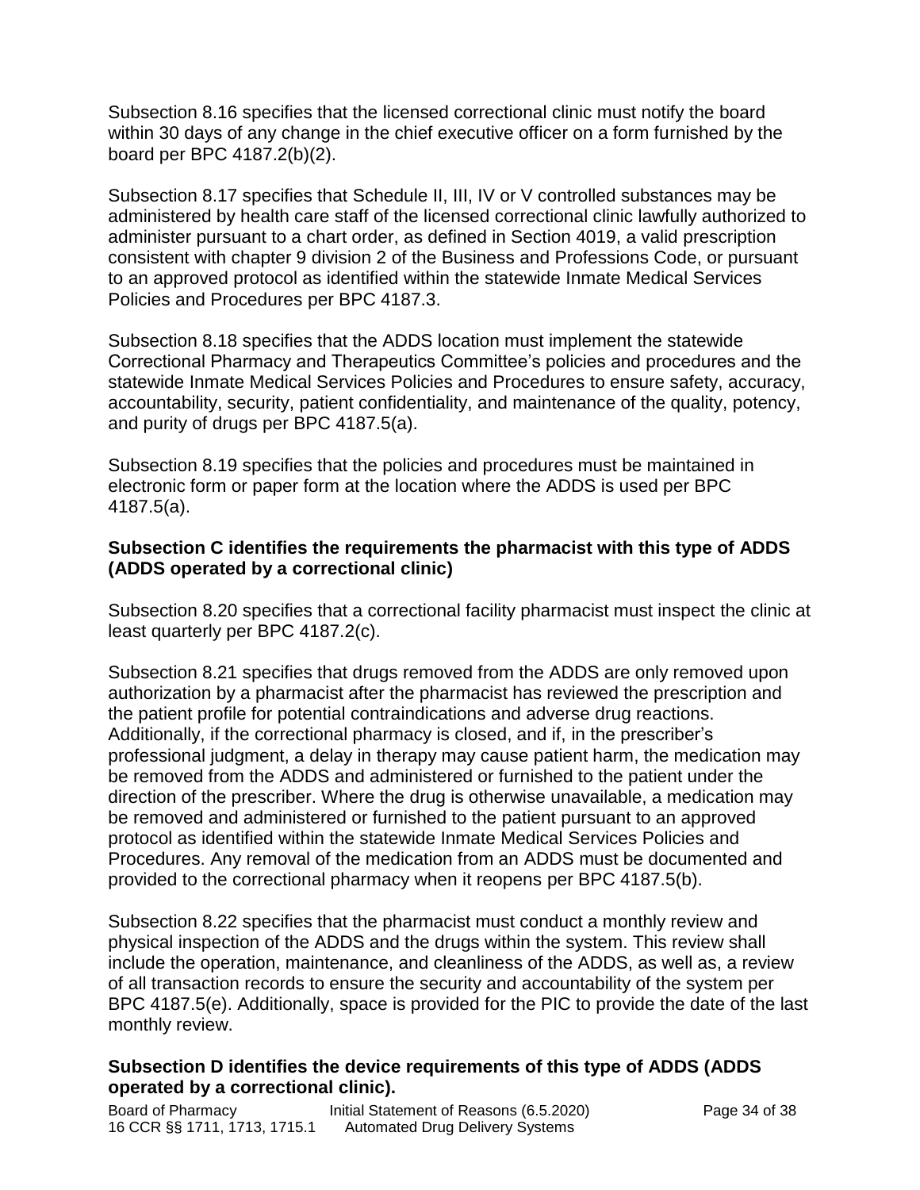Subsection 8.16 specifies that the licensed correctional clinic must notify the board within 30 days of any change in the chief executive officer on a form furnished by the board per BPC 4187.2(b)(2).

Subsection 8.17 specifies that Schedule II, III, IV or V controlled substances may be administered by health care staff of the licensed correctional clinic lawfully authorized to administer pursuant to a chart order, as defined in Section 4019, a valid prescription consistent with chapter 9 division 2 of the Business and Professions Code, or pursuant to an approved protocol as identified within the statewide Inmate Medical Services Policies and Procedures per BPC 4187.3.

Subsection 8.18 specifies that the ADDS location must implement the statewide Correctional Pharmacy and Therapeutics Committee's policies and procedures and the statewide Inmate Medical Services Policies and Procedures to ensure safety, accuracy, accountability, security, patient confidentiality, and maintenance of the quality, potency, and purity of drugs per BPC 4187.5(a).

Subsection 8.19 specifies that the policies and procedures must be maintained in electronic form or paper form at the location where the ADDS is used per BPC 4187.5(a).

**Subsection C identifies the requirements the pharmacist with this type of ADDS (ADDS operated by a correctional clinic)**

Subsection 8.20 specifies that a correctional facility pharmacist must inspect the clinic at least quarterly per BPC 4187.2(c).

Subsection 8.21 specifies that drugs removed from the ADDS are only removed upon authorization by a pharmacist after the pharmacist has reviewed the prescription and the patient profile for potential contraindications and adverse drug reactions. Additionally, if the correctional pharmacy is closed, and if, in the prescriber's professional judgment, a delay in therapy may cause patient harm, the medication may be removed from the ADDS and administered or furnished to the patient under the direction of the prescriber. Where the drug is otherwise unavailable, a medication may be removed and administered or furnished to the patient pursuant to an approved protocol as identified within the statewide Inmate Medical Services Policies and Procedures. Any removal of the medication from an ADDS must be documented and provided to the correctional pharmacy when it reopens per BPC 4187.5(b).

Subsection 8.22 specifies that the pharmacist must conduct a monthly review and physical inspection of the ADDS and the drugs within the system. This review shall include the operation, maintenance, and cleanliness of the ADDS, as well as, a review of all transaction records to ensure the security and accountability of the system per BPC 4187.5(e). Additionally, space is provided for the PIC to provide the date of the last monthly review.

**Subsection D identifies the device requirements of this type of ADDS (ADDS operated by a correctional clinic).**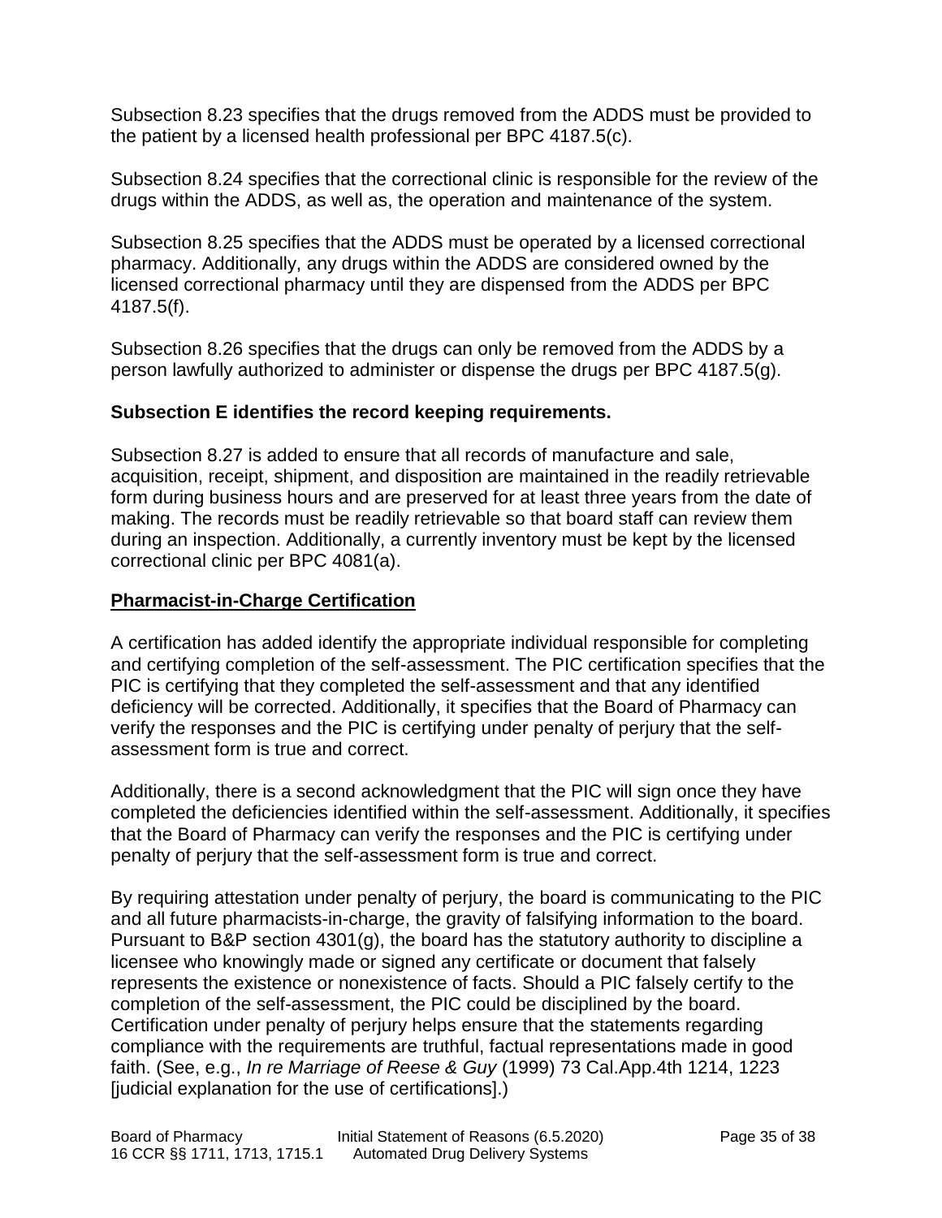Subsection 8.23 specifies that the drugs removed from the ADDS must be provided to the patient by a licensed health professional per BPC 4187.5(c).

Subsection 8.24 specifies that the correctional clinic is responsible for the review of the drugs within the ADDS, as well as, the operation and maintenance of the system.

Subsection 8.25 specifies that the ADDS must be operated by a licensed correctional pharmacy. Additionally, any drugs within the ADDS are considered owned by the licensed correctional pharmacy until they are dispensed from the ADDS per BPC 4187.5(f).

Subsection 8.26 specifies that the drugs can only be removed from the ADDS by a person lawfully authorized to administer or dispense the drugs per BPC 4187.5(g).

**Subsection E identifies the record keeping requirements.**

Subsection 8.27 is added to ensure that all records of manufacture and sale, acquisition, receipt, shipment, and disposition are maintained in the readily retrievable form during business hours and are preserved for at least three years from the date of making. The records must be readily retrievable so that board staff can review them during an inspection. Additionally, a currently inventory must be kept by the licensed correctional clinic per BPC 4081(a).

**Pharmacist-in-Charge Certification**

A certification has added identify the appropriate individual responsible for completing and certifying completion of the self-assessment. The PIC certification specifies that the PIC is certifying that they completed the self-assessment and that any identified deficiency will be corrected. Additionally, it specifies that the Board of Pharmacy can verify the responses and the PIC is certifying under penalty of perjury that the self-assessment form is true and correct.

Additionally, there is a second acknowledgment that the PIC will sign once they have completed the deficiencies identified within the self-assessment. Additionally, it specifies that the Board of Pharmacy can verify the responses and the PIC is certifying under penalty of perjury that the self-assessment form is true and correct.

By requiring attestation under penalty of perjury, the board is communicating to the PIC and all future pharmacists-in-charge, the gravity of falsifying information to the board. Pursuant to B&P section 4301(g), the board has the statutory authority to discipline a licensee who knowingly made or signed any certificate or document that falsely represents the existence or nonexistence of facts. Should a PIC falsely certify to the completion of the self-assessment, the PIC could be disciplined by the board. Certification under penalty of perjury helps ensure that the statements regarding compliance with the requirements are truthful, factual representations made in good faith. (See, e.g., *In re Marriage of Reese & Guy* (1999) 73 Cal.App.4th 1214, 1223 [judicial explanation for the use of certifications].)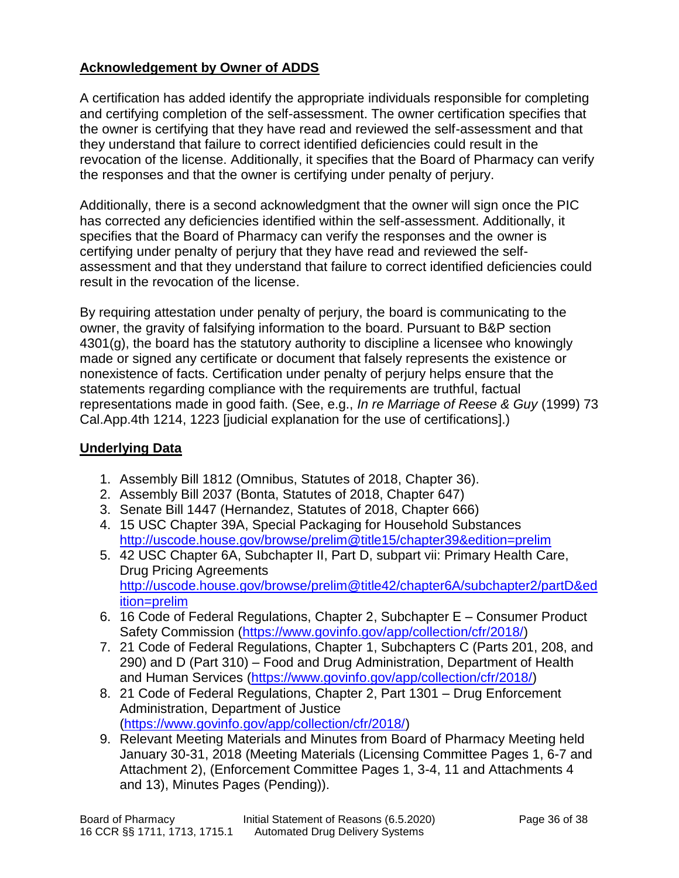**Acknowledgement by Owner of ADDS**

A certification has added identify the appropriate individuals responsible for completing and certifying completion of the self-assessment. The owner certification specifies that the owner is certifying that they have read and reviewed the self-assessment and that they understand that failure to correct identified deficiencies could result in the revocation of the license. Additionally, it specifies that the Board of Pharmacy can verify the responses and that the owner is certifying under penalty of perjury.

Additionally, there is a second acknowledgment that the owner will sign once the PIC has corrected any deficiencies identified within the self-assessment. Additionally, it specifies that the Board of Pharmacy can verify the responses and the owner is certifying under penalty of perjury that they have read and reviewed the self-assessment and that they understand that failure to correct identified deficiencies could result in the revocation of the license.

By requiring attestation under penalty of perjury, the board is communicating to the owner, the gravity of falsifying information to the board. Pursuant to B&P section 4301(g), the board has the statutory authority to discipline a licensee who knowingly made or signed any certificate or document that falsely represents the existence or nonexistence of facts. Certification under penalty of perjury helps ensure that the statements regarding compliance with the requirements are truthful, factual representations made in good faith. (See, e.g., *In re Marriage of Reese & Guy* (1999) 73 Cal.App.4th 1214, 1223 [judicial explanation for the use of certifications].)

**Underlying Data**

1. Assembly Bill 1812 (Omnibus, Statutes of 2018, Chapter 36).
2. Assembly Bill 2037 (Bonta, Statutes of 2018, Chapter 647)
3. Senate Bill 1447 (Hernandez, Statutes of 2018, Chapter 666)
4. 15 USC Chapter 39A, Special Packaging for Household Substances http://uscode.house.gov/browse/prelim@title15/chapter39&edition=prelim
5. 42 USC Chapter 6A, Subchapter II, Part D, subpart vii: Primary Health Care, Drug Pricing Agreements http://uscode.house.gov/browse/prelim@title42/chapter6A/subchapter2/partD&edition=prelim
6. 16 Code of Federal Regulations, Chapter 2, Subchapter E – Consumer Product Safety Commission (https://www.govinfo.gov/app/collection/cfr/2018/)
7. 21 Code of Federal Regulations, Chapter 1, Subchapters C (Parts 201, 208, and 290) and D (Part 310) – Food and Drug Administration, Department of Health and Human Services (https://www.govinfo.gov/app/collection/cfr/2018/)
8. 21 Code of Federal Regulations, Chapter 2, Part 1301 – Drug Enforcement Administration, Department of Justice (https://www.govinfo.gov/app/collection/cfr/2018/)
9. Relevant Meeting Materials and Minutes from Board of Pharmacy Meeting held January 30-31, 2018 (Meeting Materials (Licensing Committee Pages 1, 6-7 and Attachment 2), (Enforcement Committee Pages 1, 3-4, 11 and Attachments 4 and 13), Minutes Pages (Pending)).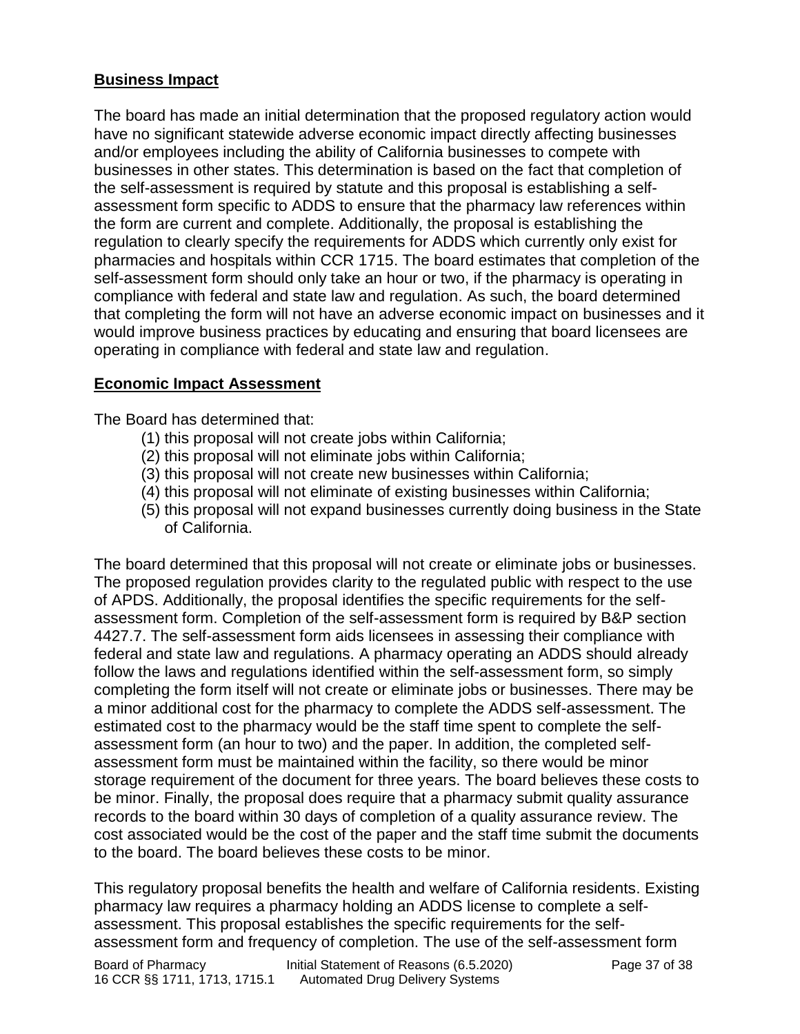## Business Impact

The board has made an initial determination that the proposed regulatory action would have no significant statewide adverse economic impact directly affecting businesses and/or employees including the ability of California businesses to compete with businesses in other states. This determination is based on the fact that completion of the self-assessment is required by statute and this proposal is establishing a self-assessment form specific to ADDS to ensure that the pharmacy law references within the form are current and complete. Additionally, the proposal is establishing the regulation to clearly specify the requirements for ADDS which currently only exist for pharmacies and hospitals within CCR 1715. The board estimates that completion of the self-assessment form should only take an hour or two, if the pharmacy is operating in compliance with federal and state law and regulation. As such, the board determined that completing the form will not have an adverse economic impact on businesses and it would improve business practices by educating and ensuring that board licensees are operating in compliance with federal and state law and regulation.

## Economic Impact Assessment

The Board has determined that:

(1) this proposal will not create jobs within California;
(2) this proposal will not eliminate jobs within California;
(3) this proposal will not create new businesses within California;
(4) this proposal will not eliminate of existing businesses within California;
(5) this proposal will not expand businesses currently doing business in the State of California.

The board determined that this proposal will not create or eliminate jobs or businesses. The proposed regulation provides clarity to the regulated public with respect to the use of APDS. Additionally, the proposal identifies the specific requirements for the self-assessment form. Completion of the self-assessment form is required by B&P section 4427.7. The self-assessment form aids licensees in assessing their compliance with federal and state law and regulations. A pharmacy operating an ADDS should already follow the laws and regulations identified within the self-assessment form, so simply completing the form itself will not create or eliminate jobs or businesses. There may be a minor additional cost for the pharmacy to complete the ADDS self-assessment. The estimated cost to the pharmacy would be the staff time spent to complete the self-assessment form (an hour to two) and the paper. In addition, the completed self-assessment form must be maintained within the facility, so there would be minor storage requirement of the document for three years. The board believes these costs to be minor. Finally, the proposal does require that a pharmacy submit quality assurance records to the board within 30 days of completion of a quality assurance review. The cost associated would be the cost of the paper and the staff time submit the documents to the board. The board believes these costs to be minor.

This regulatory proposal benefits the health and welfare of California residents. Existing pharmacy law requires a pharmacy holding an ADDS license to complete a self-assessment. This proposal establishes the specific requirements for the self-assessment form and frequency of completion. The use of the self-assessment form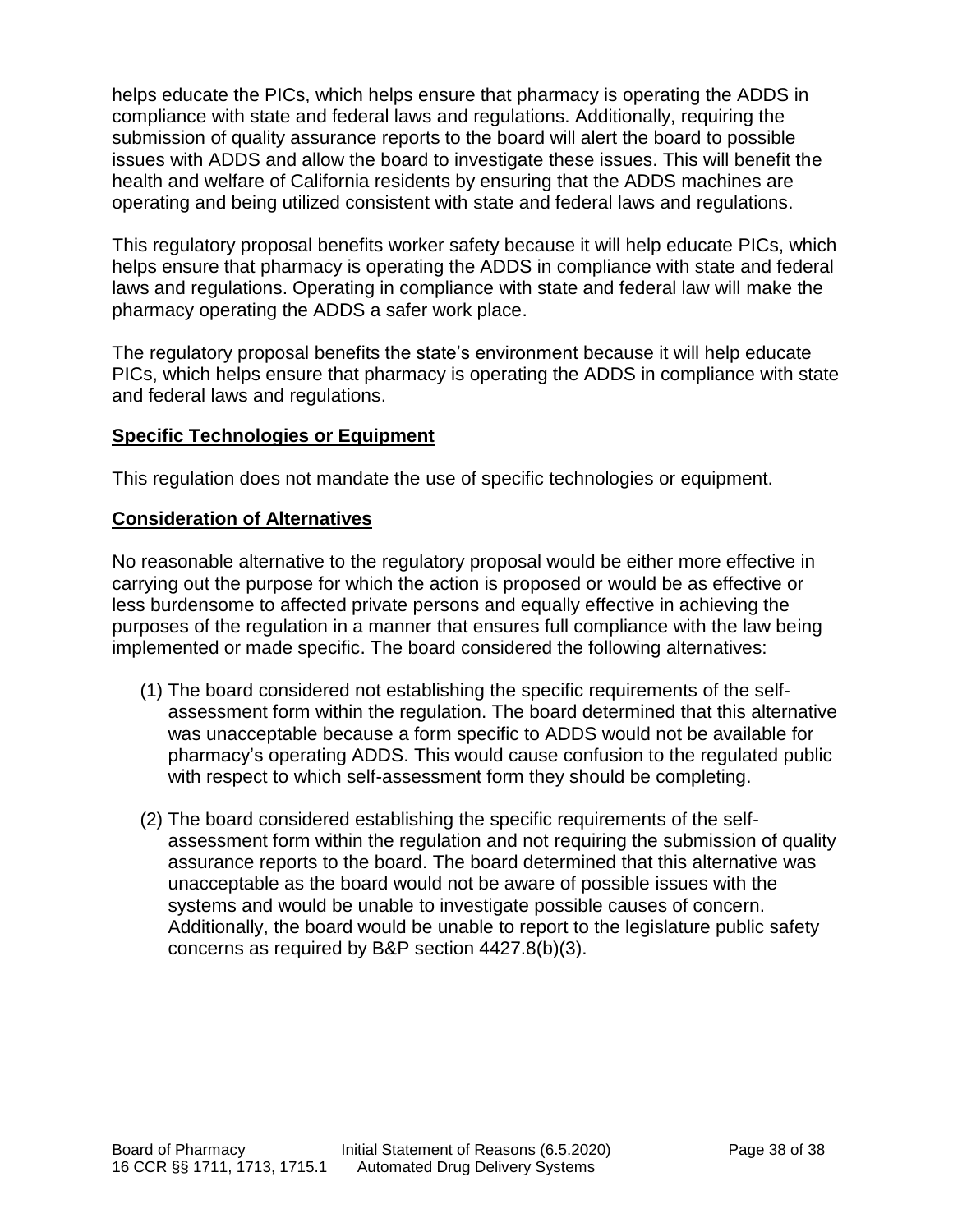helps educate the PICs, which helps ensure that pharmacy is operating the ADDS in compliance with state and federal laws and regulations. Additionally, requiring the submission of quality assurance reports to the board will alert the board to possible issues with ADDS and allow the board to investigate these issues. This will benefit the health and welfare of California residents by ensuring that the ADDS machines are operating and being utilized consistent with state and federal laws and regulations.

This regulatory proposal benefits worker safety because it will help educate PICs, which helps ensure that pharmacy is operating the ADDS in compliance with state and federal laws and regulations. Operating in compliance with state and federal law will make the pharmacy operating the ADDS a safer work place.

The regulatory proposal benefits the state's environment because it will help educate PICs, which helps ensure that pharmacy is operating the ADDS in compliance with state and federal laws and regulations.

**Specific Technologies or Equipment**

This regulation does not mandate the use of specific technologies or equipment.

**Consideration of Alternatives**

No reasonable alternative to the regulatory proposal would be either more effective in carrying out the purpose for which the action is proposed or would be as effective or less burdensome to affected private persons and equally effective in achieving the purposes of the regulation in a manner that ensures full compliance with the law being implemented or made specific. The board considered the following alternatives:

(1) The board considered not establishing the specific requirements of the self-assessment form within the regulation. The board determined that this alternative was unacceptable because a form specific to ADDS would not be available for pharmacy's operating ADDS. This would cause confusion to the regulated public with respect to which self-assessment form they should be completing.

(2) The board considered establishing the specific requirements of the self-assessment form within the regulation and not requiring the submission of quality assurance reports to the board. The board determined that this alternative was unacceptable as the board would not be aware of possible issues with the systems and would be unable to investigate possible causes of concern. Additionally, the board would be unable to report to the legislature public safety concerns as required by B&P section 4427.8(b)(3).